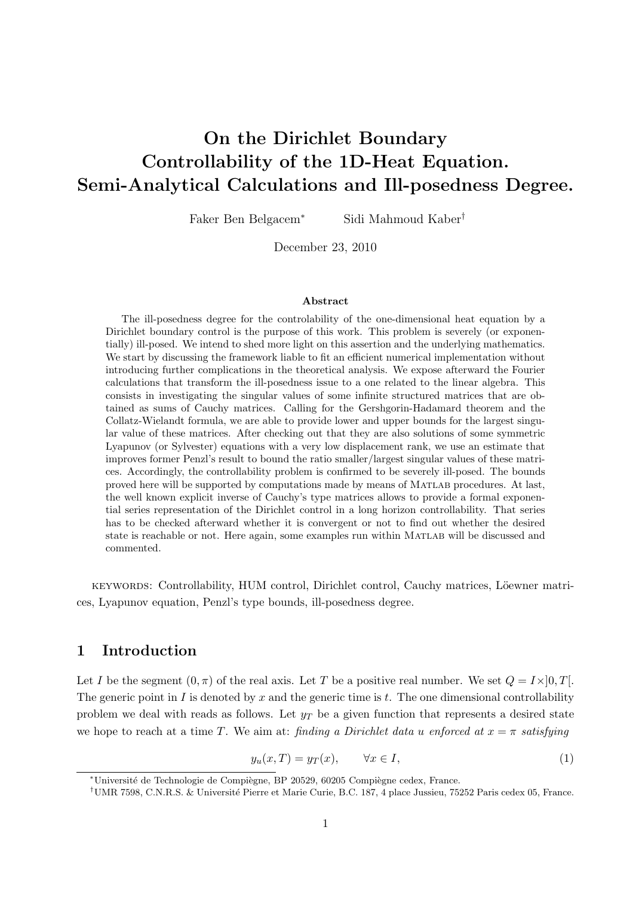# On the Dirichlet Boundary Controllability of the 1D-Heat Equation. Semi-Analytical Calculations and Ill-posedness Degree.

Faker Ben Belgacem[*] Sidi Mahmoud Kaber[†]

December 23, 2010

### Abstract

The ill-posedness degree for the controlability of the one-dimensional heat equation by a Dirichlet boundary control is the purpose of this work. This problem is severely (or exponentially) ill-posed. We intend to shed more light on this assertion and the underlying mathematics. We start by discussing the framework liable to fit an efficient numerical implementation without introducing further complications in the theoretical analysis. We expose afterward the Fourier calculations that transform the ill-posedness issue to a one related to the linear algebra. This consists in investigating the singular values of some infinite structured matrices that are obtained as sums of Cauchy matrices. Calling for the Gershgorin-Hadamard theorem and the Collatz-Wielandt formula, we are able to provide lower and upper bounds for the largest singular value of these matrices. After checking out that they are also solutions of some symmetric Lyapunov (or Sylvester) equations with a very low displacement rank, we use an estimate that improves former Penzl's result to bound the ratio smaller/largest singular values of these matrices. Accordingly, the controllability problem is confirmed to be severely ill-posed. The bounds proved here will be supported by computations made by means of MATLAB procedures. At last, the well known explicit inverse of Cauchy's type matrices allows to provide a formal exponential series representation of the Dirichlet control in a long horizon controllability. That series has to be checked afterward whether it is convergent or not to find out whether the desired state is reachable or not. Here again, some examples run within MATLAB will be discussed and commented.

KEYWORDS: Controllability, HUM control, Dirichlet control, Cauchy matrices, Löewner matrices, Lyapunov equation, Penzl's type bounds, ill-posedness degree.

## 1 Introduction

Let $I$ be the segment $(0, \pi)$ of the real axis. Let $T$ be a positive real number. We set $Q = I \times ]0, T[$. The generic point in $I$ is denoted by $x$ and the generic time is $t$. The one dimensional controllability problem we deal with reads as follows. Let $y_T$ be a given function that represents a desired state we hope to reach at a time $T$. We aim at: *finding a Dirichlet data $u$ enforced at $x = \pi$ satisfying*

$$y_u(x, T) = y_T(x), \qquad \forall x \in I, \tag{1}$$

[*]Université de Technologie de Compiègne, BP 20529, 60205 Compiègne cedex, France.

[†]UMR 7598, C.N.R.S. & Université Pierre et Marie Curie, B.C. 187, 4 place Jussieu, 75252 Paris cedex 05, France.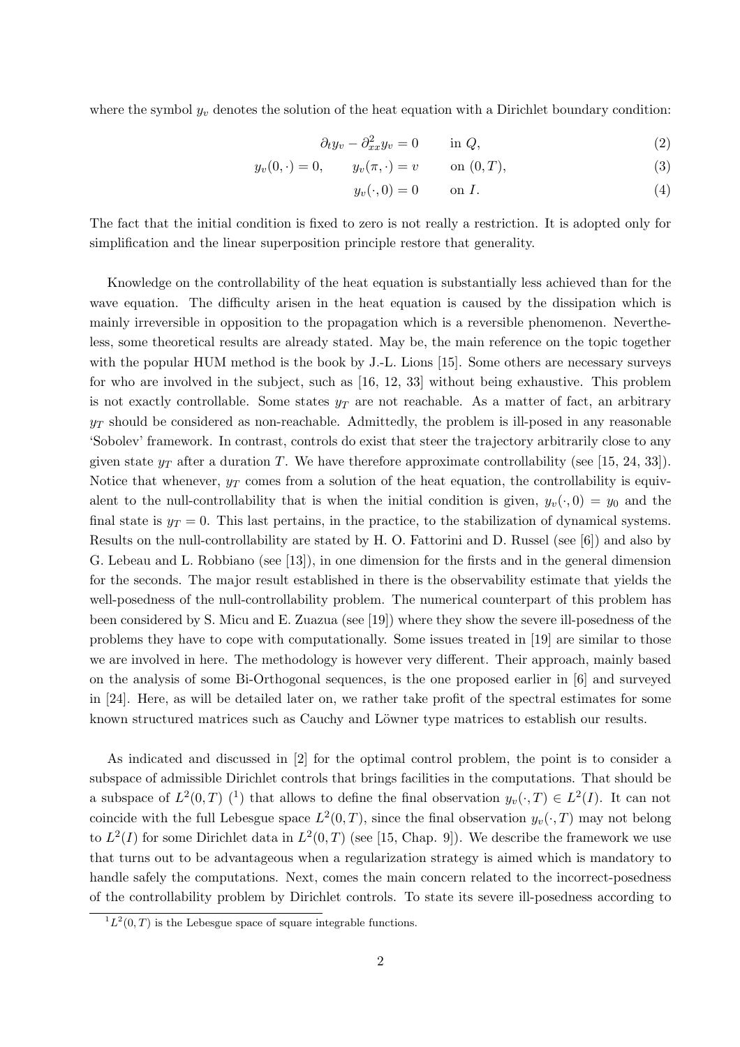where the symbol $y_v$ denotes the solution of the heat equation with a Dirichlet boundary condition:

$$\partial_t y_v - \partial^2_{xx} y_v = 0 \qquad \text{in } Q, \tag{2}$$

$$y_v(0,\cdot) = 0, \qquad y_v(\pi,\cdot) = v \qquad \text{on } (0,T), \tag{3}$$

$$y_v(\cdot,0) = 0 \qquad \text{on } I. \tag{4}$$

The fact that the initial condition is fixed to zero is not really a restriction. It is adopted only for simplification and the linear superposition principle restore that generality.

Knowledge on the controllability of the heat equation is substantially less achieved than for the wave equation. The difficulty arisen in the heat equation is caused by the dissipation which is mainly irreversible in opposition to the propagation which is a reversible phenomenon. Nevertheless, some theoretical results are already stated. May be, the main reference on the topic together with the popular HUM method is the book by J.-L. Lions [15]. Some others are necessary surveys for who are involved in the subject, such as [16, 12, 33] without being exhaustive. This problem is not exactly controllable. Some states $y_T$ are not reachable. As a matter of fact, an arbitrary $y_T$ should be considered as non-reachable. Admittedly, the problem is ill-posed in any reasonable 'Sobolev' framework. In contrast, controls do exist that steer the trajectory arbitrarily close to any given state $y_T$ after a duration $T$. We have therefore approximate controllability (see [15, 24, 33]). Notice that whenever, $y_T$ comes from a solution of the heat equation, the controllability is equivalent to the null-controllability that is when the initial condition is given, $y_v(\cdot,0) = y_0$ and the final state is $y_T = 0$. This last pertains, in the practice, to the stabilization of dynamical systems. Results on the null-controllability are stated by H. O. Fattorini and D. Russel (see [6]) and also by G. Lebeau and L. Robbiano (see [13]), in one dimension for the firsts and in the general dimension for the seconds. The major result established in there is the observability estimate that yields the well-posedness of the null-controllability problem. The numerical counterpart of this problem has been considered by S. Micu and E. Zuazua (see [19]) where they show the severe ill-posedness of the problems they have to cope with computationally. Some issues treated in [19] are similar to those we are involved in here. The methodology is however very different. Their approach, mainly based on the analysis of some Bi-Orthogonal sequences, is the one proposed earlier in [6] and surveyed in [24]. Here, as will be detailed later on, we rather take profit of the spectral estimates for some known structured matrices such as Cauchy and Löwner type matrices to establish our results.

As indicated and discussed in [2] for the optimal control problem, the point is to consider a subspace of admissible Dirichlet controls that brings facilities in the computations. That should be a subspace of $L^2(0,T)$ ([1]) that allows to define the final observation $y_v(\cdot,T) \in L^2(I)$. It can not coincide with the full Lebesgue space $L^2(0,T)$, since the final observation $y_v(\cdot,T)$ may not belong to $L^2(I)$ for some Dirichlet data in $L^2(0,T)$ (see [15, Chap. 9]). We describe the framework we use that turns out to be advantageous when a regularization strategy is aimed which is mandatory to handle safely the computations. Next, comes the main concern related to the incorrect-posedness of the controllability problem by Dirichlet controls. To state its severe ill-posedness according to

[1] $L^2(0,T)$ is the Lebesgue space of square integrable functions.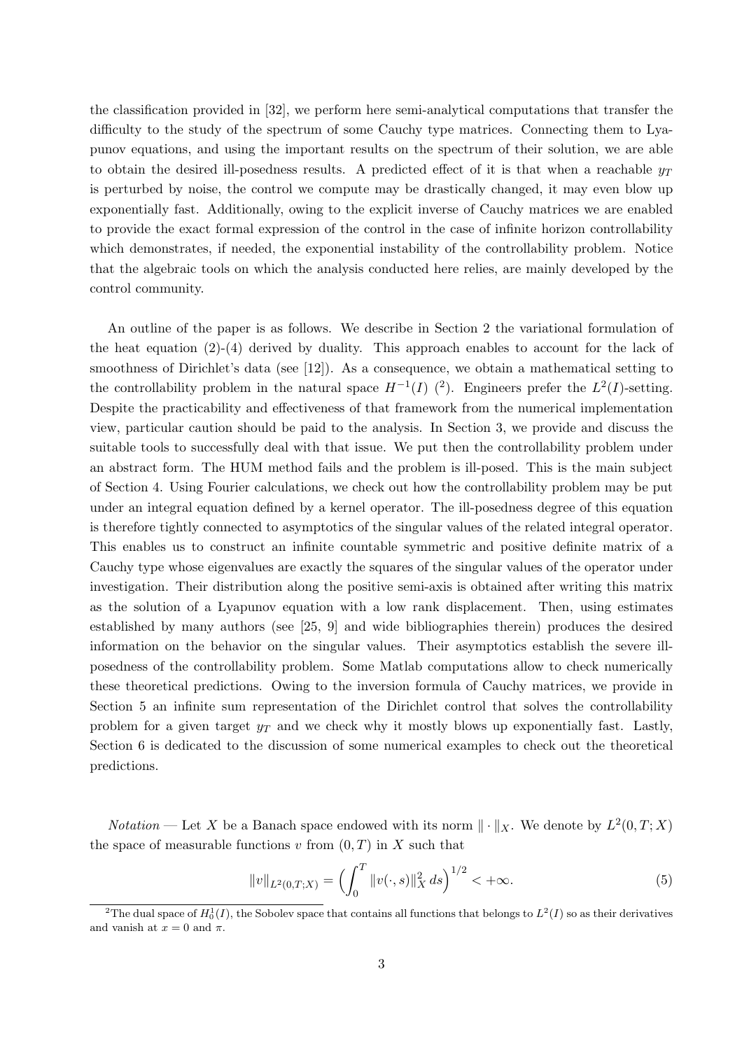the classification provided in [32], we perform here semi-analytical computations that transfer the difficulty to the study of the spectrum of some Cauchy type matrices. Connecting them to Lyapunov equations, and using the important results on the spectrum of their solution, we are able to obtain the desired ill-posedness results. A predicted effect of it is that when a reachable $y_T$ is perturbed by noise, the control we compute may be drastically changed, it may even blow up exponentially fast. Additionally, owing to the explicit inverse of Cauchy matrices we are enabled to provide the exact formal expression of the control in the case of infinite horizon controllability which demonstrates, if needed, the exponential instability of the controllability problem. Notice that the algebraic tools on which the analysis conducted here relies, are mainly developed by the control community.

An outline of the paper is as follows. We describe in Section 2 the variational formulation of the heat equation (2)-(4) derived by duality. This approach enables to account for the lack of smoothness of Dirichlet's data (see [12]). As a consequence, we obtain a mathematical setting to the controllability problem in the natural space $H^{-1}(I)$ ([2]). Engineers prefer the $L^2(I)$-setting. Despite the practicability and effectiveness of that framework from the numerical implementation view, particular caution should be paid to the analysis. In Section 3, we provide and discuss the suitable tools to successfully deal with that issue. We put then the controllability problem under an abstract form. The HUM method fails and the problem is ill-posed. This is the main subject of Section 4. Using Fourier calculations, we check out how the controllability problem may be put under an integral equation defined by a kernel operator. The ill-posedness degree of this equation is therefore tightly connected to asymptotics of the singular values of the related integral operator. This enables us to construct an infinite countable symmetric and positive definite matrix of a Cauchy type whose eigenvalues are exactly the squares of the singular values of the operator under investigation. Their distribution along the positive semi-axis is obtained after writing this matrix as the solution of a Lyapunov equation with a low rank displacement. Then, using estimates established by many authors (see [25, 9] and wide bibliographies therein) produces the desired information on the behavior on the singular values. Their asymptotics establish the severe ill-posedness of the controllability problem. Some Matlab computations allow to check numerically these theoretical predictions. Owing to the inversion formula of Cauchy matrices, we provide in Section 5 an infinite sum representation of the Dirichlet control that solves the controllability problem for a given target $y_T$ and we check why it mostly blows up exponentially fast. Lastly, Section 6 is dedicated to the discussion of some numerical examples to check out the theoretical predictions.

*Notation* — Let $X$ be a Banach space endowed with its norm $\|\cdot\|_X$. We denote by $L^2(0,T;X)$ the space of measurable functions $v$ from $(0,T)$ in $X$ such that

$$\|v\|_{L^2(0,T;X)} = \Big(\int_0^T \|v(\cdot,s)\|_X^2\, ds\Big)^{1/2} < +\infty. \tag{5}$$

[2]The dual space of $H_0^1(I)$, the Sobolev space that contains all functions that belongs to $L^2(I)$ so as their derivatives and vanish at $x = 0$ and $\pi$.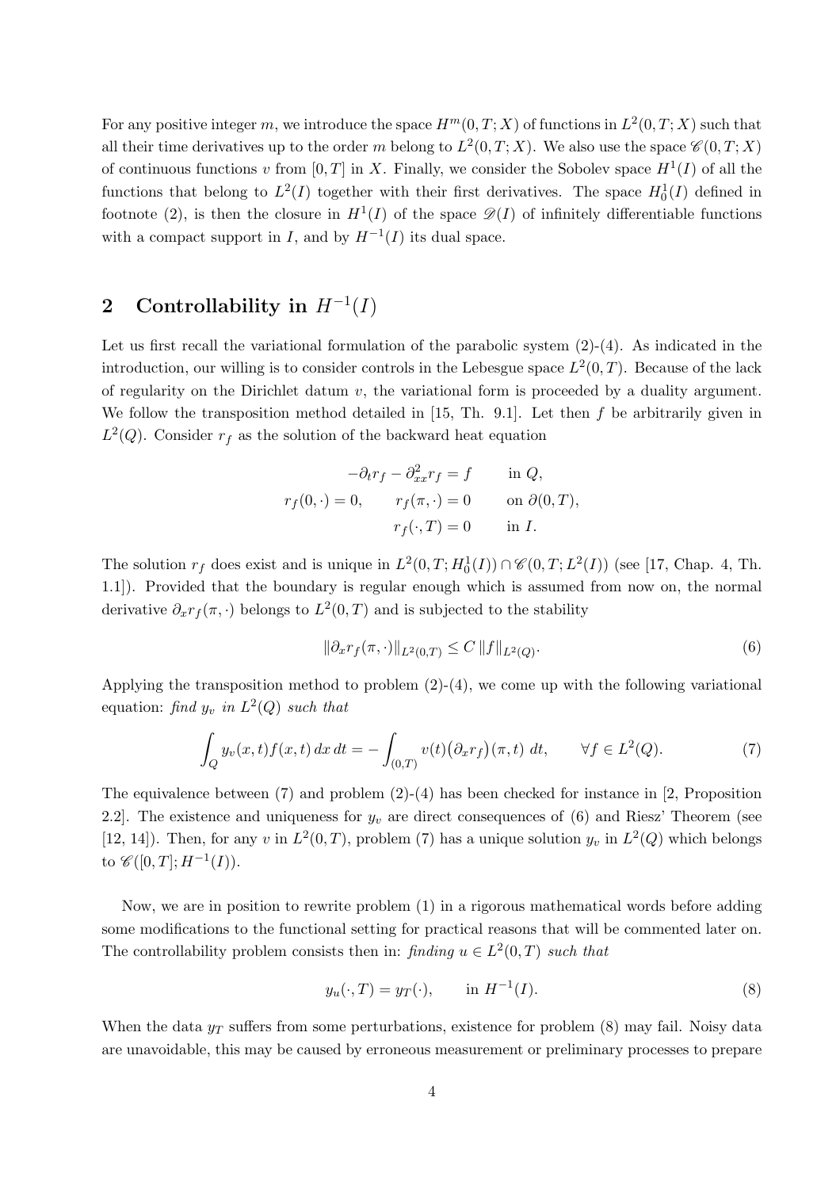For any positive integer $m$, we introduce the space $H^m(0,T;X)$ of functions in $L^2(0,T;X)$ such that all their time derivatives up to the order $m$ belong to $L^2(0,T;X)$. We also use the space $\mathscr{C}(0,T;X)$ of continuous functions $v$ from $[0,T]$ in $X$. Finally, we consider the Sobolev space $H^1(I)$ of all the functions that belong to $L^2(I)$ together with their first derivatives. The space $H^1_0(I)$ defined in footnote (2), is then the closure in $H^1(I)$ of the space $\mathscr{D}(I)$ of infinitely differentiable functions with a compact support in $I$, and by $H^{-1}(I)$ its dual space.

## 2 Controllability in $H^{-1}(I)$

Let us first recall the variational formulation of the parabolic system (2)-(4). As indicated in the introduction, our willing is to consider controls in the Lebesgue space $L^2(0,T)$. Because of the lack of regularity on the Dirichlet datum $v$, the variational form is proceeded by a duality argument. We follow the transposition method detailed in [15, Th. 9.1]. Let then $f$ be arbitrarily given in $L^2(Q)$. Consider $r_f$ as the solution of the backward heat equation

$$
\begin{aligned}
-\partial_t r_f - \partial^2_{xx} r_f &= f \qquad \text{in } Q,\\
r_f(0,\cdot) = 0, \qquad r_f(\pi,\cdot) &= 0 \qquad \text{on } \partial(0,T),\\
r_f(\cdot,T) &= 0 \qquad \text{in } I.
\end{aligned}
$$

The solution $r_f$ does exist and is unique in $L^2(0,T;H^1_0(I)) \cap \mathscr{C}(0,T;L^2(I))$ (see [17, Chap. 4, Th. 1.1]). Provided that the boundary is regular enough which is assumed from now on, the normal derivative $\partial_x r_f(\pi,\cdot)$ belongs to $L^2(0,T)$ and is subjected to the stability

$$
\|\partial_x r_f(\pi,\cdot)\|_{L^2(0,T)} \le C\,\|f\|_{L^2(Q)}. \tag{6}
$$

Applying the transposition method to problem (2)-(4), we come up with the following variational equation: *find $y_v$ in $L^2(Q)$ such that*

$$
\int_Q y_v(x,t) f(x,t)\,dx\,dt = -\int_{(0,T)} v(t)\big(\partial_x r_f\big)(\pi,t)\;dt, \qquad \forall f \in L^2(Q). \tag{7}
$$

The equivalence between (7) and problem (2)-(4) has been checked for instance in [2, Proposition 2.2]. The existence and uniqueness for $y_v$ are direct consequences of (6) and Riesz' Theorem (see [12, 14]). Then, for any $v$ in $L^2(0,T)$, problem (7) has a unique solution $y_v$ in $L^2(Q)$ which belongs to $\mathscr{C}([0,T];H^{-1}(I))$.

Now, we are in position to rewrite problem (1) in a rigorous mathematical words before adding some modifications to the functional setting for practical reasons that will be commented later on. The controllability problem consists then in: *finding $u \in L^2(0,T)$ such that*

$$
y_u(\cdot,T) = y_T(\cdot), \qquad \text{in } H^{-1}(I). \tag{8}
$$

When the data $y_T$ suffers from some perturbations, existence for problem (8) may fail. Noisy data are unavoidable, this may be caused by erroneous measurement or preliminary processes to prepare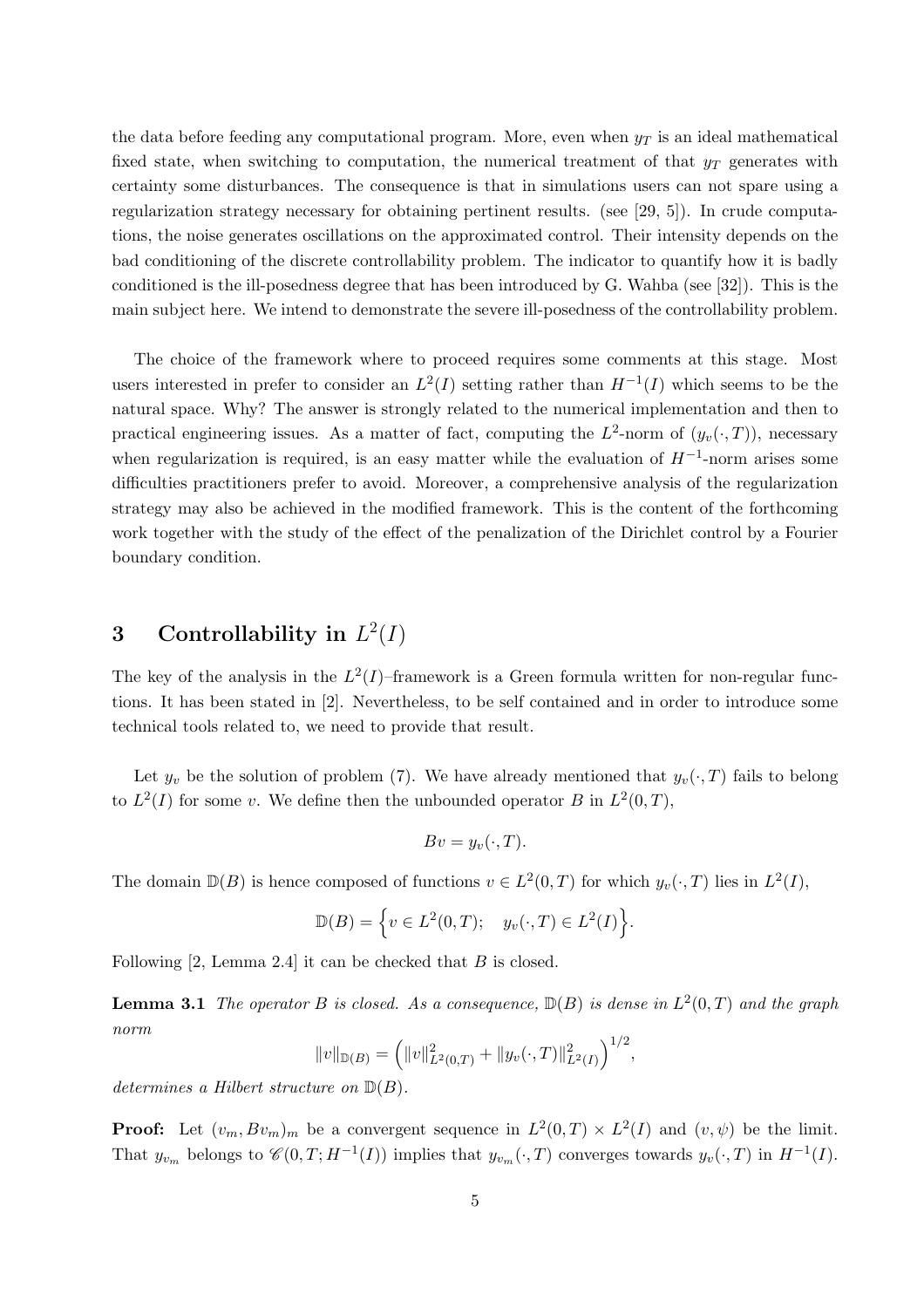the data before feeding any computational program. More, even when $y_T$ is an ideal mathematical fixed state, when switching to computation, the numerical treatment of that $y_T$ generates with certainty some disturbances. The consequence is that in simulations users can not spare using a regularization strategy necessary for obtaining pertinent results. (see [29, 5]). In crude computations, the noise generates oscillations on the approximated control. Their intensity depends on the bad conditioning of the discrete controllability problem. The indicator to quantify how it is badly conditioned is the ill-posedness degree that has been introduced by G. Wahba (see [32]). This is the main subject here. We intend to demonstrate the severe ill-posedness of the controllability problem.

The choice of the framework where to proceed requires some comments at this stage. Most users interested in prefer to consider an $L^2(I)$ setting rather than $H^{-1}(I)$ which seems to be the natural space. Why? The answer is strongly related to the numerical implementation and then to practical engineering issues. As a matter of fact, computing the $L^2$-norm of $(y_v(\cdot, T))$, necessary when regularization is required, is an easy matter while the evaluation of $H^{-1}$-norm arises some difficulties practitioners prefer to avoid. Moreover, a comprehensive analysis of the regularization strategy may also be achieved in the modified framework. This is the content of the forthcoming work together with the study of the effect of the penalization of the Dirichlet control by a Fourier boundary condition.

# 3 Controllability in $L^2(I)$

The key of the analysis in the $L^2(I)$–framework is a Green formula written for non-regular functions. It has been stated in [2]. Nevertheless, to be self contained and in order to introduce some technical tools related to, we need to provide that result.

Let $y_v$ be the solution of problem (7). We have already mentioned that $y_v(\cdot, T)$ fails to belong to $L^2(I)$ for some $v$. We define then the unbounded operator $B$ in $L^2(0, T)$,

$$Bv = y_v(\cdot, T).$$

The domain $\mathbb{D}(B)$ is hence composed of functions $v \in L^2(0, T)$ for which $y_v(\cdot, T)$ lies in $L^2(I)$,

$$\mathbb{D}(B) = \Big\{ v \in L^2(0, T); \quad y_v(\cdot, T) \in L^2(I) \Big\}.$$

Following [2, Lemma 2.4] it can be checked that $B$ is closed.

**Lemma 3.1** *The operator $B$ is closed. As a consequence, $\mathbb{D}(B)$ is dense in $L^2(0, T)$ and the graph norm*

$$\|v\|_{\mathbb{D}(B)} = \Big( \|v\|^2_{L^2(0,T)} + \|y_v(\cdot, T)\|^2_{L^2(I)} \Big)^{1/2},$$

*determines a Hilbert structure on $\mathbb{D}(B)$.*

**Proof:** Let $(v_m, Bv_m)_m$ be a convergent sequence in $L^2(0, T) \times L^2(I)$ and $(v, \psi)$ be the limit. That $y_{v_m}$ belongs to $\mathscr{C}(0, T; H^{-1}(I))$ implies that $y_{v_m}(\cdot, T)$ converges towards $y_v(\cdot, T)$ in $H^{-1}(I)$.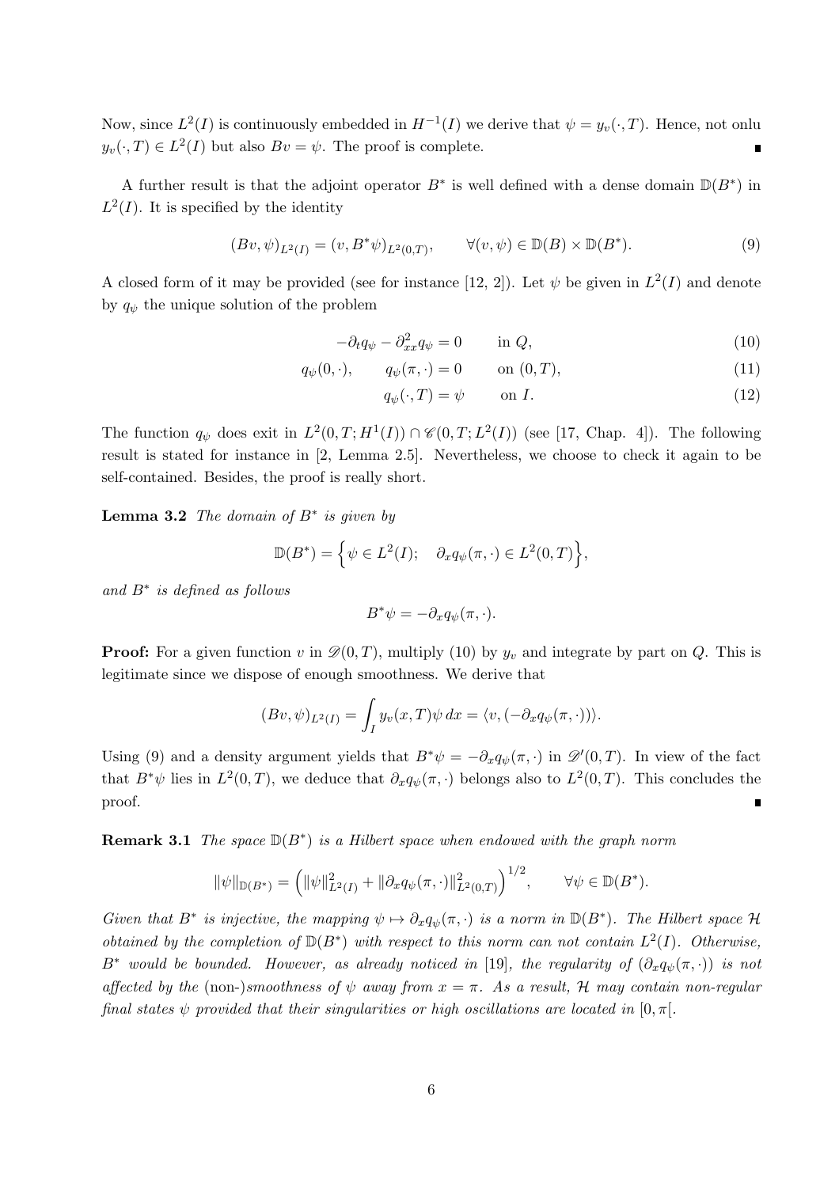Now, since $L^2(I)$ is continuously embedded in $H^{-1}(I)$ we derive that $\psi = y_v(\cdot, T)$. Hence, not onlu $y_v(\cdot, T) \in L^2(I)$ but also $Bv = \psi$. The proof is complete. ∎

A further result is that the adjoint operator $B^*$ is well defined with a dense domain $\mathbb{D}(B^*)$ in $L^2(I)$. It is specified by the identity

$$(Bv, \psi)_{L^2(I)} = (v, B^*\psi)_{L^2(0,T)}, \qquad \forall (v, \psi) \in \mathbb{D}(B) \times \mathbb{D}(B^*). \tag{9}$$

A closed form of it may be provided (see for instance [12, 2]). Let $\psi$ be given in $L^2(I)$ and denote by $q_\psi$ the unique solution of the problem

$$-\partial_t q_\psi - \partial^2_{xx} q_\psi = 0 \qquad \text{in } Q, \tag{10}$$

$$q_\psi(0, \cdot), \qquad q_\psi(\pi, \cdot) = 0 \qquad \text{on } (0, T), \tag{11}$$

$$q_\psi(\cdot, T) = \psi \qquad \text{on } I. \tag{12}$$

The function $q_\psi$ does exit in $L^2(0, T; H^1(I)) \cap \mathscr{C}(0, T; L^2(I))$ (see [17, Chap. 4]). The following result is stated for instance in [2, Lemma 2.5]. Nevertheless, we choose to check it again to be self-contained. Besides, the proof is really short.

**Lemma 3.2** *The domain of $B^*$ is given by*

$$\mathbb{D}(B^*) = \Big\{ \psi \in L^2(I); \quad \partial_x q_\psi(\pi, \cdot) \in L^2(0, T) \Big\},$$

*and $B^*$ is defined as follows*

$$B^*\psi = -\partial_x q_\psi(\pi, \cdot).$$

**Proof:** For a given function $v$ in $\mathscr{D}(0, T)$, multiply (10) by $y_v$ and integrate by part on $Q$. This is legitimate since we dispose of enough smoothness. We derive that

$$(Bv, \psi)_{L^2(I)} = \int_I y_v(x, T)\psi \, dx = \langle v, (-\partial_x q_\psi(\pi, \cdot)) \rangle.$$

Using (9) and a density argument yields that $B^*\psi = -\partial_x q_\psi(\pi, \cdot)$ in $\mathscr{D}'(0, T)$. In view of the fact that $B^*\psi$ lies in $L^2(0, T)$, we deduce that $\partial_x q_\psi(\pi, \cdot)$ belongs also to $L^2(0, T)$. This concludes the proof. ∎

**Remark 3.1** *The space $\mathbb{D}(B^*)$ is a Hilbert space when endowed with the graph norm*

$$\|\psi\|_{\mathbb{D}(B^*)} = \Big( \|\psi\|^2_{L^2(I)} + \|\partial_x q_\psi(\pi, \cdot)\|^2_{L^2(0,T)} \Big)^{1/2}, \qquad \forall \psi \in \mathbb{D}(B^*).$$

*Given that $B^*$ is injective, the mapping $\psi \mapsto \partial_x q_\psi(\pi, \cdot)$ is a norm in $\mathbb{D}(B^*)$. The Hilbert space $\mathcal{H}$ obtained by the completion of $\mathbb{D}(B^*)$ with respect to this norm can not contain $L^2(I)$. Otherwise, $B^*$ would be bounded. However, as already noticed in [19], the regularity of $(\partial_x q_\psi(\pi, \cdot))$ is not affected by the* (non-)*smoothness of $\psi$ away from $x = \pi$. As a result, $\mathcal{H}$ may contain non-regular final states $\psi$ provided that their singularities or high oscillations are located in $[0, \pi[$.*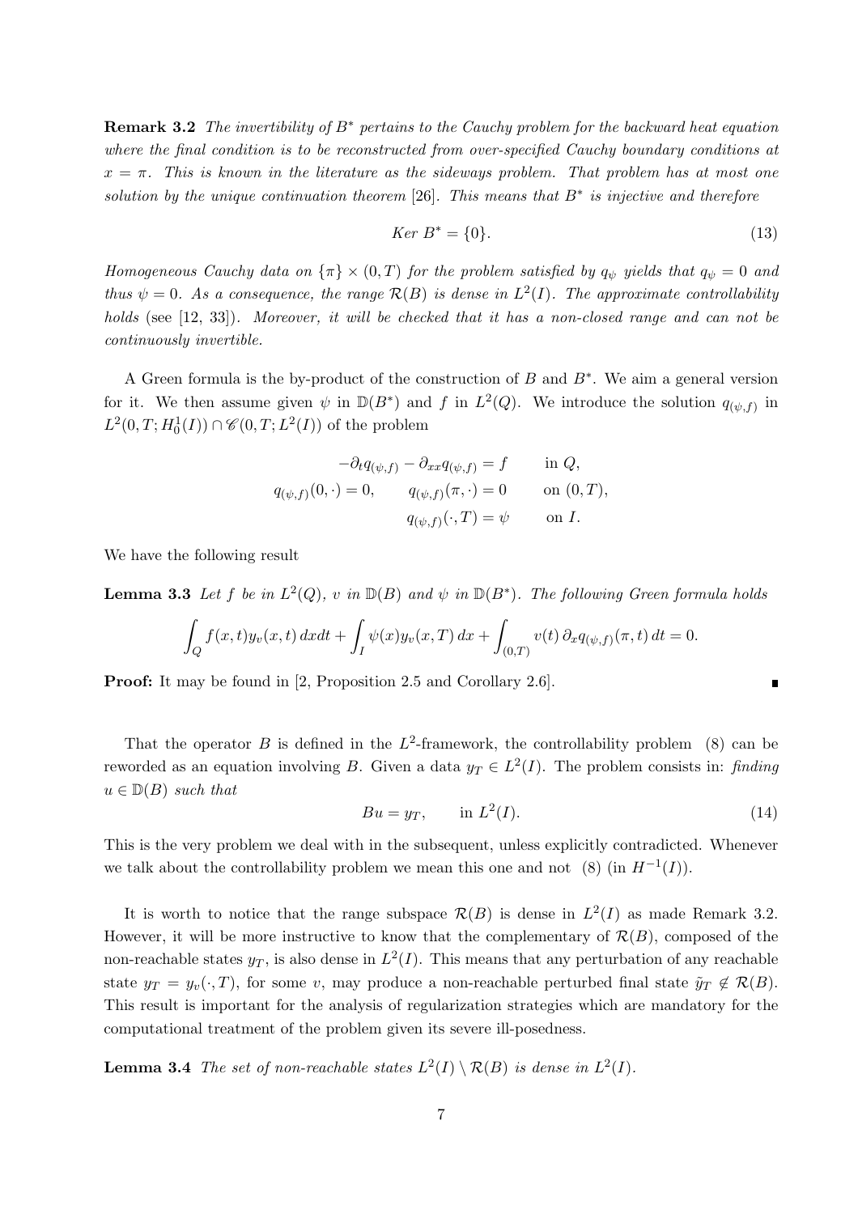**Remark 3.2** *The invertibility of $B^*$ pertains to the Cauchy problem for the backward heat equation where the final condition is to be reconstructed from over-specified Cauchy boundary conditions at $x = \pi$. This is known in the literature as the sideways problem. That problem has at most one solution by the unique continuation theorem* [26]*. This means that $B^*$ is injective and therefore*

$$Ker\ B^* = \{0\}. \tag{13}$$

*Homogeneous Cauchy data on $\{\pi\} \times (0,T)$ for the problem satisfied by $q_\psi$ yields that $q_\psi = 0$ and thus $\psi = 0$. As a consequence, the range $\mathcal{R}(B)$ is dense in $L^2(I)$. The approximate controllability holds* (see [12, 33])*. Moreover, it will be checked that it has a non-closed range and can not be continuously invertible.*

A Green formula is the by-product of the construction of $B$ and $B^*$. We aim a general version for it. We then assume given $\psi$ in $\mathbb{D}(B^*)$ and $f$ in $L^2(Q)$. We introduce the solution $q_{(\psi,f)}$ in $L^2(0,T;H_0^1(I)) \cap \mathscr{C}(0,T;L^2(I))$ of the problem

$$\begin{aligned}
-\partial_t q_{(\psi,f)} - \partial_{xx} q_{(\psi,f)} &= f \qquad \text{in } Q,\\
q_{(\psi,f)}(0,\cdot) = 0, \qquad q_{(\psi,f)}(\pi,\cdot) &= 0 \qquad \text{on } (0,T),\\
q_{(\psi,f)}(\cdot,T) &= \psi \qquad \text{on } I.
\end{aligned}$$

We have the following result

**Lemma 3.3** *Let $f$ be in $L^2(Q)$, $v$ in $\mathbb{D}(B)$ and $\psi$ in $\mathbb{D}(B^*)$. The following Green formula holds*

$$\int_Q f(x,t) y_v(x,t)\, dxdt + \int_I \psi(x) y_v(x,T)\, dx + \int_{(0,T)} v(t)\, \partial_x q_{(\psi,f)}(\pi,t)\, dt = 0.$$

**Proof:** It may be found in [2, Proposition 2.5 and Corollary 2.6]. ∎

That the operator $B$ is defined in the $L^2$-framework, the controllability problem (8) can be reworded as an equation involving $B$. Given a data $y_T \in L^2(I)$. The problem consists in: *finding $u \in \mathbb{D}(B)$ such that*

$$Bu = y_T, \qquad \text{in } L^2(I). \tag{14}$$

This is the very problem we deal with in the subsequent, unless explicitly contradicted. Whenever we talk about the controllability problem we mean this one and not (8) (in $H^{-1}(I)$).

It is worth to notice that the range subspace $\mathcal{R}(B)$ is dense in $L^2(I)$ as made Remark 3.2. However, it will be more instructive to know that the complementary of $\mathcal{R}(B)$, composed of the non-reachable states $y_T$, is also dense in $L^2(I)$. This means that any perturbation of any reachable state $y_T = y_v(\cdot,T)$, for some $v$, may produce a non-reachable perturbed final state $\tilde{y}_T \notin \mathcal{R}(B)$. This result is important for the analysis of regularization strategies which are mandatory for the computational treatment of the problem given its severe ill-posedness.

**Lemma 3.4** *The set of non-reachable states $L^2(I) \setminus \mathcal{R}(B)$ is dense in $L^2(I)$.*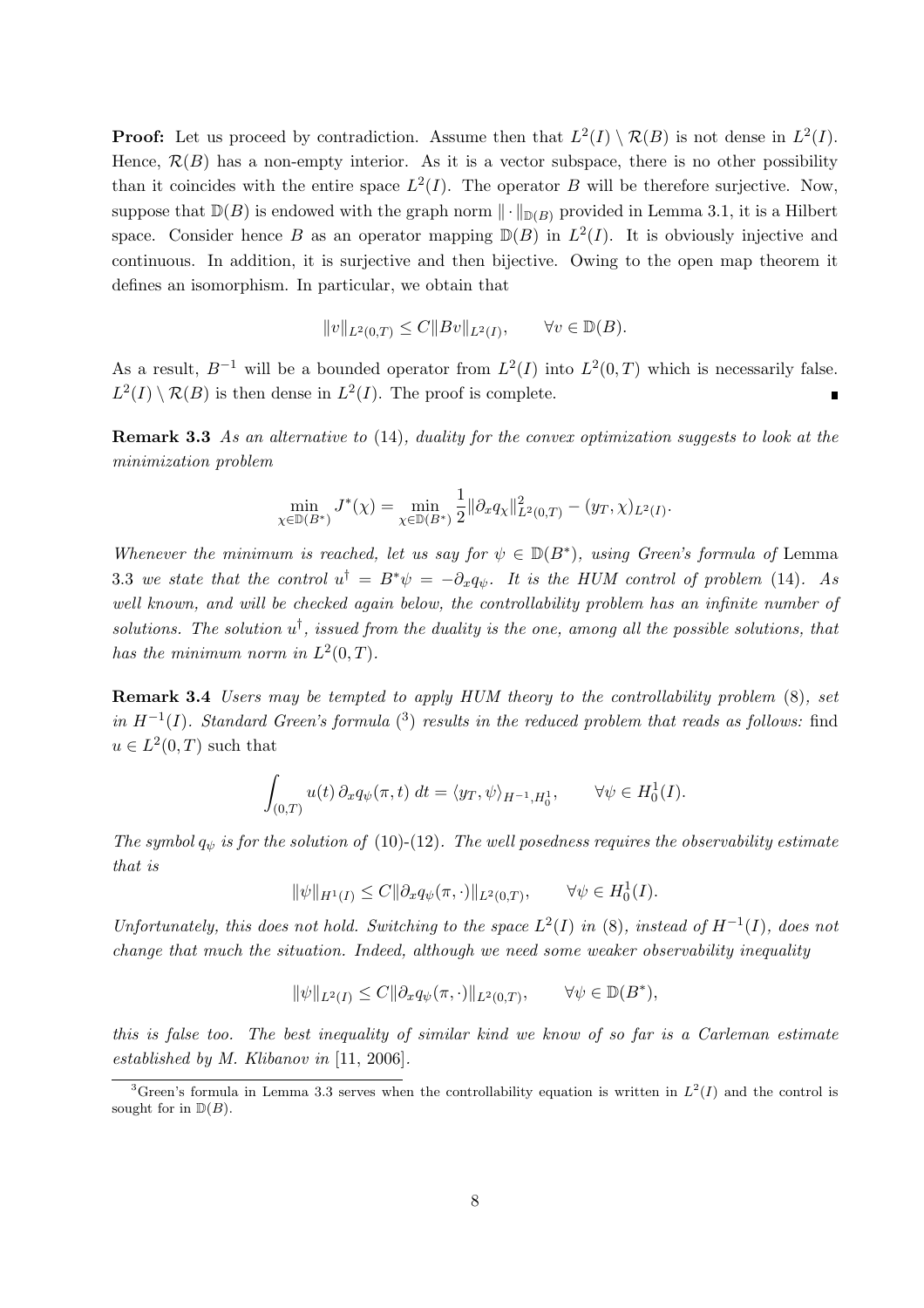**Proof:** Let us proceed by contradiction. Assume then that $L^2(I) \setminus \mathcal{R}(B)$ is not dense in $L^2(I)$. Hence, $\mathcal{R}(B)$ has a non-empty interior. As it is a vector subspace, there is no other possibility than it coincides with the entire space $L^2(I)$. The operator $B$ will be therefore surjective. Now, suppose that $\mathbb{D}(B)$ is endowed with the graph norm $\|\cdot\|_{\mathbb{D}(B)}$ provided in Lemma 3.1, it is a Hilbert space. Consider hence $B$ as an operator mapping $\mathbb{D}(B)$ in $L^2(I)$. It is obviously injective and continuous. In addition, it is surjective and then bijective. Owing to the open map theorem it defines an isomorphism. In particular, we obtain that

$$\|v\|_{L^2(0,T)} \leq C\|Bv\|_{L^2(I)}, \qquad \forall v \in \mathbb{D}(B).$$

As a result, $B^{-1}$ will be a bounded operator from $L^2(I)$ into $L^2(0,T)$ which is necessarily false. $L^2(I) \setminus \mathcal{R}(B)$ is then dense in $L^2(I)$. The proof is complete. ∎

**Remark 3.3** *As an alternative to* (14)*, duality for the convex optimization suggests to look at the minimization problem*

$$\min_{\chi \in \mathbb{D}(B^*)} J^*(\chi) = \min_{\chi \in \mathbb{D}(B^*)} \frac{1}{2}\|\partial_x q_\chi\|^2_{L^2(0,T)} - (y_T, \chi)_{L^2(I)}.$$

*Whenever the minimum is reached, let us say for $\psi \in \mathbb{D}(B^*)$, using Green's formula of* Lemma 3.3 *we state that the control $u^\dagger = B^*\psi = -\partial_x q_\psi$. It is the HUM control of problem* (14)*. As well known, and will be checked again below, the controllability problem has an infinite number of solutions. The solution $u^\dagger$, issued from the duality is the one, among all the possible solutions, that has the minimum norm in $L^2(0,T)$.*

**Remark 3.4** *Users may be tempted to apply HUM theory to the controllability problem* (8)*, set in $H^{-1}(I)$. Standard Green's formula* ([3]) *results in the reduced problem that reads as follows:* find $u \in L^2(0,T)$ such that

$$\int_{(0,T)} u(t)\, \partial_x q_\psi(\pi, t)\; dt = \langle y_T, \psi \rangle_{H^{-1}, H^1_0}, \qquad \forall \psi \in H^1_0(I).$$

*The symbol $q_\psi$ is for the solution of* (10)-(12)*. The well posedness requires the observability estimate that is*

$$\|\psi\|_{H^1(I)} \leq C\|\partial_x q_\psi(\pi, \cdot)\|_{L^2(0,T)}, \qquad \forall \psi \in H^1_0(I).$$

*Unfortunately, this does not hold. Switching to the space $L^2(I)$ in* (8)*, instead of $H^{-1}(I)$, does not change that much the situation. Indeed, although we need some weaker observability inequality*

$$\|\psi\|_{L^2(I)} \leq C\|\partial_x q_\psi(\pi, \cdot)\|_{L^2(0,T)}, \qquad \forall \psi \in \mathbb{D}(B^*),$$

*this is false too. The best inequality of similar kind we know of so far is a Carleman estimate established by M. Klibanov in* [11, 2006].

[3] Green's formula in Lemma 3.3 serves when the controllability equation is written in $L^2(I)$ and the control is sought for in $\mathbb{D}(B)$.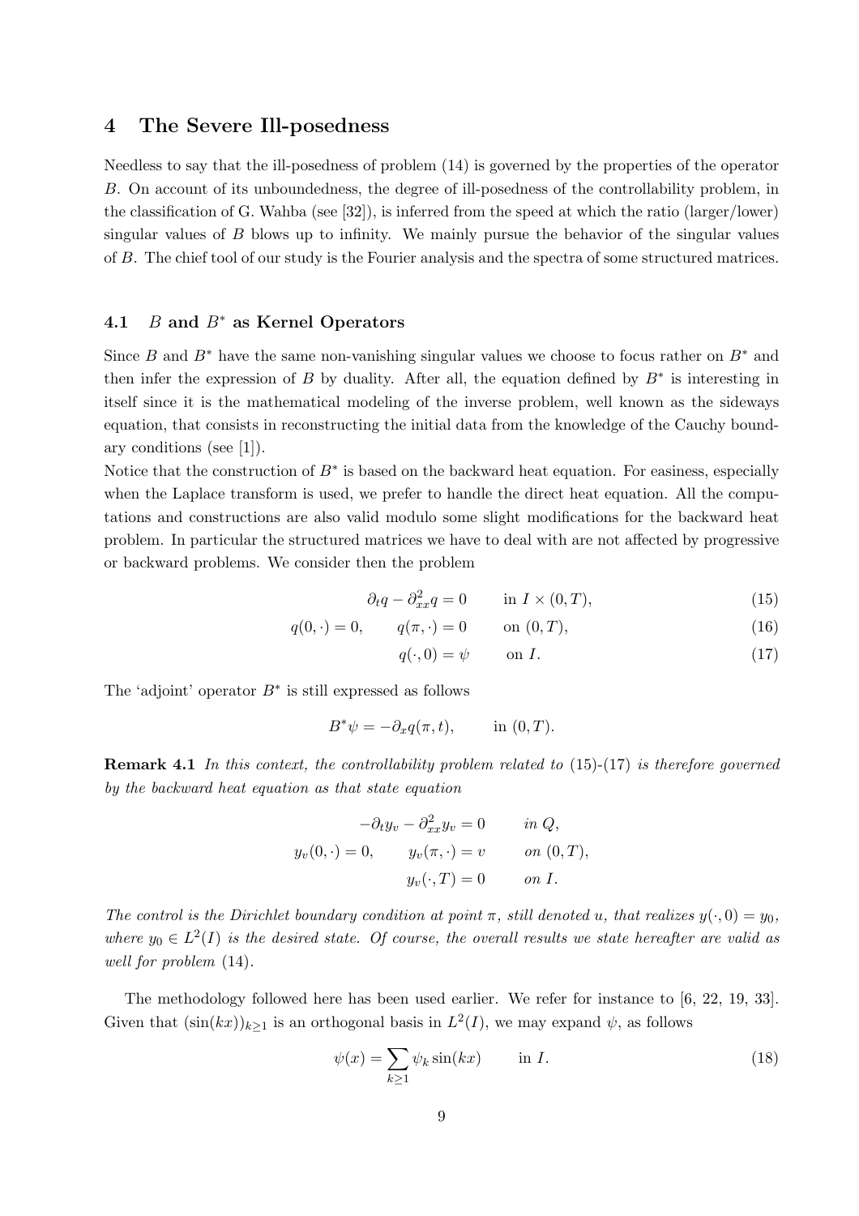## 4 The Severe Ill-posedness

Needless to say that the ill-posedness of problem (14) is governed by the properties of the operator $B$. On account of its unboundedness, the degree of ill-posedness of the controllability problem, in the classification of G. Wahba (see [32]), is inferred from the speed at which the ratio (larger/lower) singular values of $B$ blows up to infinity. We mainly pursue the behavior of the singular values of $B$. The chief tool of our study is the Fourier analysis and the spectra of some structured matrices.

### 4.1 $B$ and $B^*$ as Kernel Operators

Since $B$ and $B^*$ have the same non-vanishing singular values we choose to focus rather on $B^*$ and then infer the expression of $B$ by duality. After all, the equation defined by $B^*$ is interesting in itself since it is the mathematical modeling of the inverse problem, well known as the sideways equation, that consists in reconstructing the initial data from the knowledge of the Cauchy boundary conditions (see [1]).

Notice that the construction of $B^*$ is based on the backward heat equation. For easiness, especially when the Laplace transform is used, we prefer to handle the direct heat equation. All the computations and constructions are also valid modulo some slight modifications for the backward heat problem. In particular the structured matrices we have to deal with are not affected by progressive or backward problems. We consider then the problem

$$\partial_t q - \partial^2_{xx} q = 0 \qquad \text{in } I \times (0,T), \tag{15}$$

$$q(0,\cdot) = 0, \qquad q(\pi,\cdot) = 0 \qquad \text{on } (0,T), \tag{16}$$

$$q(\cdot,0) = \psi \qquad \text{on } I. \tag{17}$$

The 'adjoint' operator $B^*$ is still expressed as follows

$$B^*\psi = -\partial_x q(\pi,t), \qquad \text{in } (0,T).$$

**Remark 4.1** *In this context, the controllability problem related to* (15)-(17) *is therefore governed by the backward heat equation as that state equation*

$$-\partial_t y_v - \partial^2_{xx} y_v = 0 \qquad \text{in } Q,$$

$$y_v(0,\cdot) = 0, \qquad y_v(\pi,\cdot) = v \qquad \text{on } (0,T),$$

$$y_v(\cdot,T) = 0 \qquad \text{on } I.$$

*The control is the Dirichlet boundary condition at point $\pi$, still denoted $u$, that realizes $y(\cdot,0) = y_0$, where $y_0 \in L^2(I)$ is the desired state. Of course, the overall results we state hereafter are valid as well for problem* (14).

The methodology followed here has been used earlier. We refer for instance to [6, 22, 19, 33]. Given that $(\sin(kx))_{k\geq 1}$ is an orthogonal basis in $L^2(I)$, we may expand $\psi$, as follows

$$\psi(x) = \sum_{k\geq 1} \psi_k \sin(kx) \qquad \text{in } I. \tag{18}$$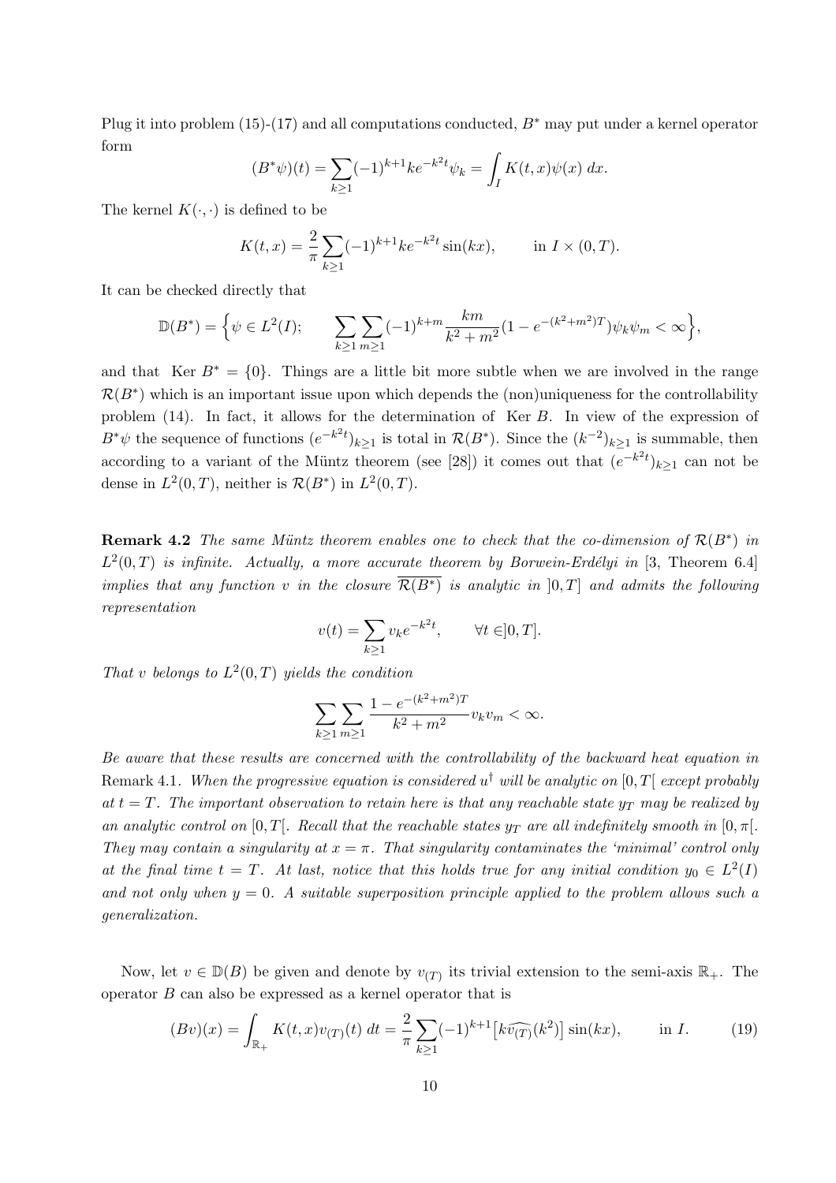Plug it into problem (15)-(17) and all computations conducted, $B^*$ may put under a kernel operator form

$$(B^*\psi)(t) = \sum_{k\geq 1}(-1)^{k+1}ke^{-k^2t}\psi_k = \int_I K(t,x)\psi(x)\,dx.$$

The kernel $K(\cdot,\cdot)$ is defined to be

$$K(t,x) = \frac{2}{\pi}\sum_{k\geq 1}(-1)^{k+1}ke^{-k^2t}\sin(kx), \qquad \text{in } I\times(0,T).$$

It can be checked directly that

$$\mathbb{D}(B^*) = \Big\{\psi \in L^2(I); \qquad \sum_{k\geq 1}\sum_{m\geq 1}(-1)^{k+m}\frac{km}{k^2+m^2}(1-e^{-(k^2+m^2)T})\psi_k\psi_m < \infty\Big\},$$

and that $\operatorname{Ker} B^* = \{0\}$. Things are a little bit more subtle when we are involved in the range $\mathcal{R}(B^*)$ which is an important issue upon which depends the (non)uniqueness for the controllability problem (14). In fact, it allows for the determination of $\operatorname{Ker} B$. In view of the expression of $B^*\psi$ the sequence of functions $(e^{-k^2t})_{k\geq 1}$ is total in $\mathcal{R}(B^*)$. Since the $(k^{-2})_{k\geq 1}$ is summable, then according to a variant of the Müntz theorem (see [28]) it comes out that $(e^{-k^2t})_{k\geq 1}$ can not be dense in $L^2(0,T)$, neither is $\mathcal{R}(B^*)$ in $L^2(0,T)$.

**Remark 4.2** *The same Müntz theorem enables one to check that the co-dimension of $\mathcal{R}(B^*)$ in $L^2(0,T)$ is infinite. Actually, a more accurate theorem by Borwein-Erdélyi in* [3, Theorem 6.4] *implies that any function $v$ in the closure $\overline{\mathcal{R}(B^*)}$ is analytic in $]0,T]$ and admits the following representation*

$$v(t) = \sum_{k\geq 1} v_k e^{-k^2t}, \qquad \forall t \in ]0,T].$$

*That $v$ belongs to $L^2(0,T)$ yields the condition*

$$\sum_{k\geq 1}\sum_{m\geq 1}\frac{1-e^{-(k^2+m^2)T}}{k^2+m^2}v_kv_m < \infty.$$

*Be aware that these results are concerned with the controllability of the backward heat equation in* Remark 4.1. *When the progressive equation is considered $u^\dagger$ will be analytic on $[0,T[$ except probably at $t=T$. The important observation to retain here is that any reachable state $y_T$ may be realized by an analytic control on $[0,T[$. Recall that the reachable states $y_T$ are all indefinitely smooth in $[0,\pi[$. They may contain a singularity at $x=\pi$. That singularity contaminates the 'minimal' control only at the final time $t=T$. At last, notice that this holds true for any initial condition $y_0 \in L^2(I)$ and not only when $y=0$. A suitable superposition principle applied to the problem allows such a generalization.*

Now, let $v \in \mathbb{D}(B)$ be given and denote by $v_{(T)}$ its trivial extension to the semi-axis $\mathbb{R}_+$. The operator $B$ can also be expressed as a kernel operator that is

$$(Bv)(x) = \int_{\mathbb{R}_+} K(t,x)v_{(T)}(t)\,dt = \frac{2}{\pi}\sum_{k\geq 1}(-1)^{k+1}\big[k\widehat{v_{(T)}}(k^2)\big]\sin(kx), \qquad \text{in } I. \tag{19}$$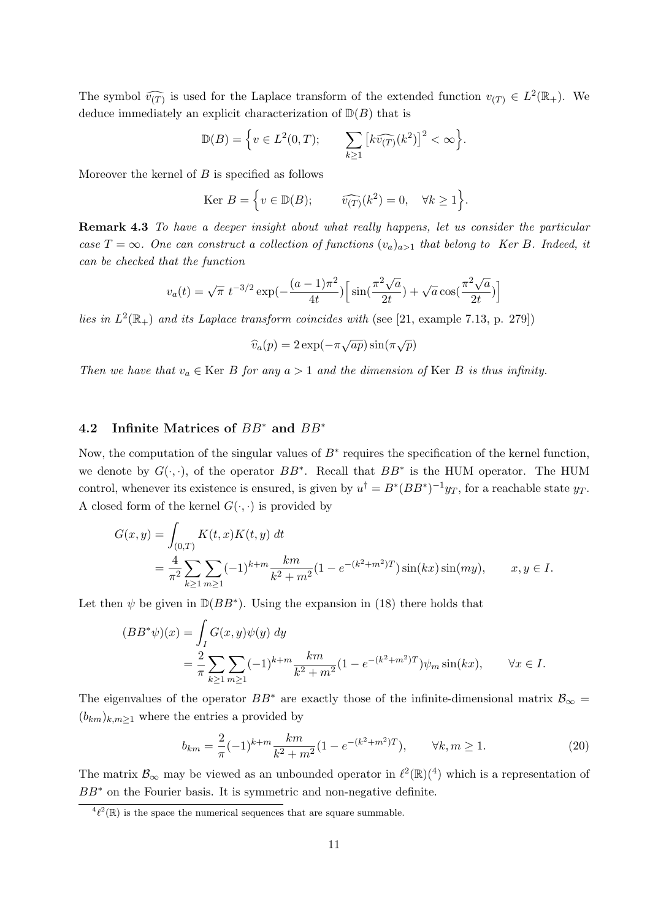The symbol $\widehat{v_{(T)}}$ is used for the Laplace transform of the extended function $v_{(T)} \in L^2(\mathbb{R}_+)$. We deduce immediately an explicit characterization of $\mathbb{D}(B)$ that is

$$\mathbb{D}(B) = \Big\{ v \in L^2(0,T); \qquad \sum_{k\geq 1} \big[ k\widehat{v_{(T)}}(k^2) \big]^2 < \infty \Big\}.$$

Moreover the kernel of $B$ is specified as follows

$$\text{Ker } B = \Big\{ v \in \mathbb{D}(B); \qquad \widehat{v_{(T)}}(k^2) = 0, \quad \forall k \geq 1 \Big\}.$$

**Remark 4.3** *To have a deeper insight about what really happens, let us consider the particular case $T = \infty$. One can construct a collection of functions $(v_a)_{a>1}$ that belong to Ker $B$. Indeed, it can be checked that the function*

$$v_a(t) = \sqrt{\pi}\ t^{-3/2} \exp(-\frac{(a-1)\pi^2}{4t}) \Big[ \sin(\frac{\pi^2\sqrt{a}}{2t}) + \sqrt{a}\cos(\frac{\pi^2\sqrt{a}}{2t}) \Big]$$

*lies in $L^2(\mathbb{R}_+)$ and its Laplace transform coincides with* (see [21, example 7.13, p. 279])

$$\widehat{v}_a(p) = 2\exp(-\pi\sqrt{ap})\sin(\pi\sqrt{p})$$

*Then we have that $v_a \in$ Ker $B$ for any $a > 1$ and the dimension of* Ker $B$ *is thus infinity.*

## 4.2 Infinite Matrices of $BB^*$ and $BB^*$

Now, the computation of the singular values of $B^*$ requires the specification of the kernel function, we denote by $G(\cdot,\cdot)$, of the operator $BB^*$. Recall that $BB^*$ is the HUM operator. The HUM control, whenever its existence is ensured, is given by $u^\dagger = B^*(BB^*)^{-1}y_T$, for a reachable state $y_T$. A closed form of the kernel $G(\cdot,\cdot)$ is provided by

$$\begin{aligned} G(x,y) &= \int_{(0,T)} K(t,x)K(t,y)\ dt \\ &= \frac{4}{\pi^2}\sum_{k\geq 1}\sum_{m\geq 1}(-1)^{k+m}\frac{km}{k^2+m^2}(1-e^{-(k^2+m^2)T})\sin(kx)\sin(my), \qquad x,y \in I. \end{aligned}$$

Let then $\psi$ be given in $\mathbb{D}(BB^*)$. Using the expansion in (18) there holds that

$$\begin{aligned} (BB^*\psi)(x) &= \int_I G(x,y)\psi(y)\ dy \\ &= \frac{2}{\pi}\sum_{k\geq 1}\sum_{m\geq 1}(-1)^{k+m}\frac{km}{k^2+m^2}(1-e^{-(k^2+m^2)T})\psi_m \sin(kx), \qquad \forall x \in I. \end{aligned}$$

The eigenvalues of the operator $BB^*$ are exactly those of the infinite-dimensional matrix $\mathcal{B}_\infty = (b_{km})_{k,m\geq 1}$ where the entries a provided by

$$b_{km} = \frac{2}{\pi}(-1)^{k+m}\frac{km}{k^2+m^2}(1-e^{-(k^2+m^2)T}), \qquad \forall k,m \geq 1. \tag{20}$$

The matrix $\mathcal{B}_\infty$ may be viewed as an unbounded operator in $\ell^2(\mathbb{R})$([4]) which is a representation of $BB^*$ on the Fourier basis. It is symmetric and non-negative definite.

[4] $\ell^2(\mathbb{R})$ is the space the numerical sequences that are square summable.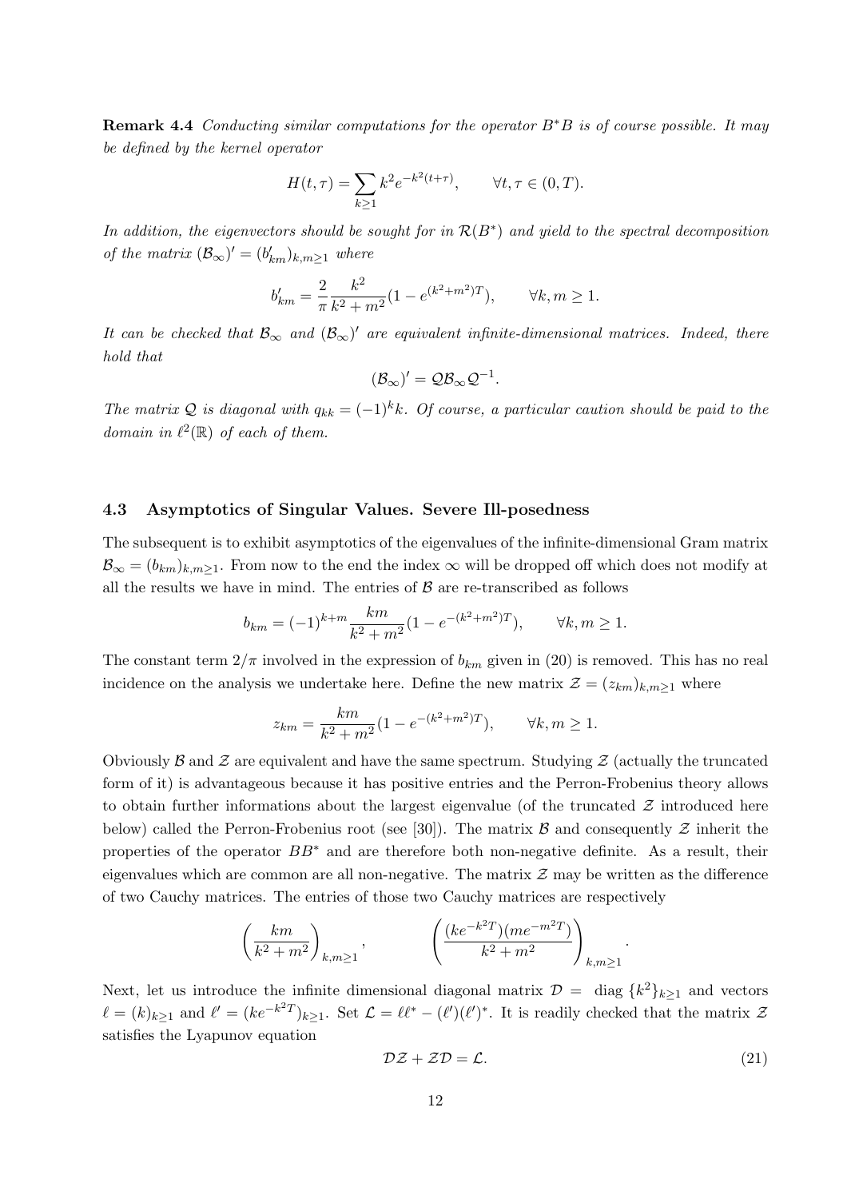**Remark 4.4** *Conducting similar computations for the operator $B^*B$ is of course possible. It may be defined by the kernel operator*

$$H(t,\tau) = \sum_{k\geq 1} k^2 e^{-k^2(t+\tau)}, \qquad \forall t,\tau \in (0,T).$$

*In addition, the eigenvectors should be sought for in $\mathcal{R}(B^*)$ and yield to the spectral decomposition of the matrix $(\mathcal{B}_\infty)' = (b'_{km})_{k,m\geq 1}$ where*

$$b'_{km} = \frac{2}{\pi}\frac{k^2}{k^2+m^2}(1 - e^{(k^2+m^2)T}), \qquad \forall k,m \geq 1.$$

*It can be checked that $\mathcal{B}_\infty$ and $(\mathcal{B}_\infty)'$ are equivalent infinite-dimensional matrices. Indeed, there hold that*

$$(\mathcal{B}_\infty)' = \mathcal{Q}\mathcal{B}_\infty\mathcal{Q}^{-1}.$$

*The matrix $\mathcal{Q}$ is diagonal with $q_{kk} = (-1)^k k$. Of course, a particular caution should be paid to the domain in $\ell^2(\mathbb{R})$ of each of them.*

### 4.3 Asymptotics of Singular Values. Severe Ill-posedness

The subsequent is to exhibit asymptotics of the eigenvalues of the infinite-dimensional Gram matrix $\mathcal{B}_\infty = (b_{km})_{k,m\geq 1}$. From now to the end the index $\infty$ will be dropped off which does not modify at all the results we have in mind. The entries of $\mathcal{B}$ are re-transcribed as follows

$$b_{km} = (-1)^{k+m}\frac{km}{k^2+m^2}(1 - e^{-(k^2+m^2)T}), \qquad \forall k,m \geq 1.$$

The constant term $2/\pi$ involved in the expression of $b_{km}$ given in (20) is removed. This has no real incidence on the analysis we undertake here. Define the new matrix $\mathcal{Z} = (z_{km})_{k,m\geq 1}$ where

$$z_{km} = \frac{km}{k^2+m^2}(1 - e^{-(k^2+m^2)T}), \qquad \forall k,m \geq 1.$$

Obviously $\mathcal{B}$ and $\mathcal{Z}$ are equivalent and have the same spectrum. Studying $\mathcal{Z}$ (actually the truncated form of it) is advantageous because it has positive entries and the Perron-Frobenius theory allows to obtain further informations about the largest eigenvalue (of the truncated $\mathcal{Z}$ introduced here below) called the Perron-Frobenius root (see [30]). The matrix $\mathcal{B}$ and consequently $\mathcal{Z}$ inherit the properties of the operator $BB^*$ and are therefore both non-negative definite. As a result, their eigenvalues which are common are all non-negative. The matrix $\mathcal{Z}$ may be written as the difference of two Cauchy matrices. The entries of those two Cauchy matrices are respectively

$$\left(\frac{km}{k^2+m^2}\right)_{k,m\geq 1}, \qquad \left(\frac{(ke^{-k^2T})(me^{-m^2T})}{k^2+m^2}\right)_{k,m\geq 1}.$$

Next, let us introduce the infinite dimensional diagonal matrix $\mathcal{D} = \text{diag}\,\{k^2\}_{k\geq 1}$ and vectors $\ell = (k)_{k\geq 1}$ and $\ell' = (ke^{-k^2T})_{k\geq 1}$. Set $\mathcal{L} = \ell\ell^* - (\ell')(\ell')^*$. It is readily checked that the matrix $\mathcal{Z}$ satisfies the Lyapunov equation

$$\mathcal{D}\mathcal{Z} + \mathcal{Z}\mathcal{D} = \mathcal{L}. \tag{21}$$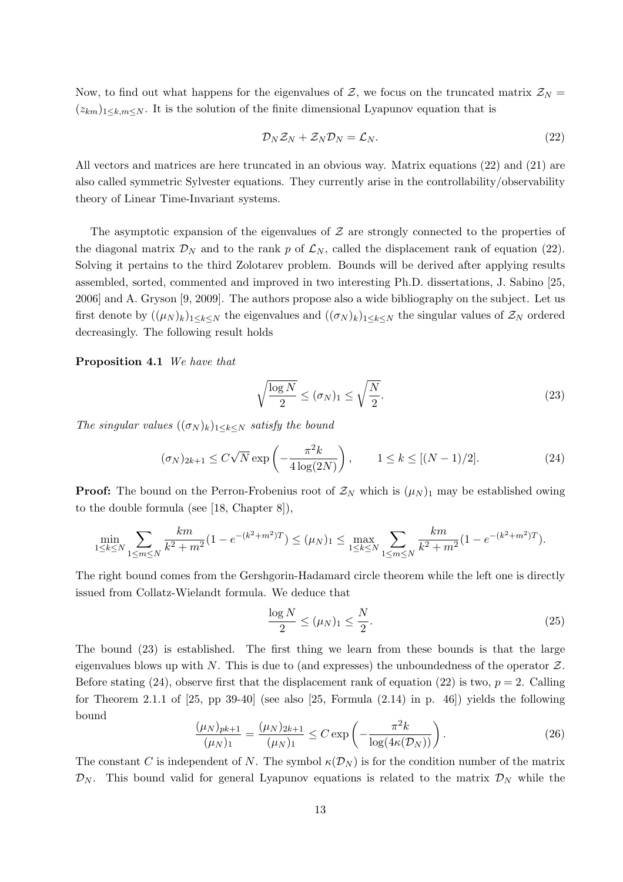Now, to find out what happens for the eigenvalues of $\mathcal{Z}$, we focus on the truncated matrix $\mathcal{Z}_N = (z_{km})_{1\leq k,m\leq N}$. It is the solution of the finite dimensional Lyapunov equation that is

$$\mathcal{D}_N \mathcal{Z}_N + \mathcal{Z}_N \mathcal{D}_N = \mathcal{L}_N. \tag{22}$$

All vectors and matrices are here truncated in an obvious way. Matrix equations (22) and (21) are also called symmetric Sylvester equations. They currently arise in the controllability/observability theory of Linear Time-Invariant systems.

The asymptotic expansion of the eigenvalues of $\mathcal{Z}$ are strongly connected to the properties of the diagonal matrix $\mathcal{D}_N$ and to the rank $p$ of $\mathcal{L}_N$, called the displacement rank of equation (22). Solving it pertains to the third Zolotarev problem. Bounds will be derived after applying results assembled, sorted, commented and improved in two interesting Ph.D. dissertations, J. Sabino [25, 2006] and A. Gryson [9, 2009]. The authors propose also a wide bibliography on the subject. Let us first denote by $((\mu_N)_k)_{1\leq k\leq N}$ the eigenvalues and $((\sigma_N)_k)_{1\leq k\leq N}$ the singular values of $\mathcal{Z}_N$ ordered decreasingly. The following result holds

**Proposition 4.1** *We have that*

$$\sqrt{\frac{\log N}{2}} \leq (\sigma_N)_1 \leq \sqrt{\frac{N}{2}}. \tag{23}$$

*The singular values $((\sigma_N)_k)_{1\leq k\leq N}$ satisfy the bound*

$$(\sigma_N)_{2k+1} \leq C\sqrt{N} \exp\left(-\frac{\pi^2 k}{4\log(2N)}\right), \qquad 1 \leq k \leq [(N-1)/2]. \tag{24}$$

**Proof:** The bound on the Perron-Frobenius root of $\mathcal{Z}_N$ which is $(\mu_N)_1$ may be established owing to the double formula (see [18, Chapter 8]),

$$\min_{1\leq k\leq N} \sum_{1\leq m\leq N} \frac{km}{k^2+m^2}(1-e^{-(k^2+m^2)T}) \leq (\mu_N)_1 \leq \max_{1\leq k\leq N} \sum_{1\leq m\leq N} \frac{km}{k^2+m^2}(1-e^{-(k^2+m^2)T}).$$

The right bound comes from the Gershgorin-Hadamard circle theorem while the left one is directly issued from Collatz-Wielandt formula. We deduce that

$$\frac{\log N}{2} \leq (\mu_N)_1 \leq \frac{N}{2}. \tag{25}$$

The bound (23) is established. The first thing we learn from these bounds is that the large eigenvalues blows up with $N$. This is due to (and expresses) the unboundedness of the operator $\mathcal{Z}$. Before stating (24), observe first that the displacement rank of equation (22) is two, $p = 2$. Calling for Theorem 2.1.1 of [25, pp 39-40] (see also [25, Formula (2.14) in p. 46]) yields the following bound

$$\frac{(\mu_N)_{pk+1}}{(\mu_N)_1} = \frac{(\mu_N)_{2k+1}}{(\mu_N)_1} \leq C \exp\left(-\frac{\pi^2 k}{\log(4\kappa(\mathcal{D}_N))}\right). \tag{26}$$

The constant $C$ is independent of $N$. The symbol $\kappa(\mathcal{D}_N)$ is for the condition number of the matrix $\mathcal{D}_N$. This bound valid for general Lyapunov equations is related to the matrix $\mathcal{D}_N$ while the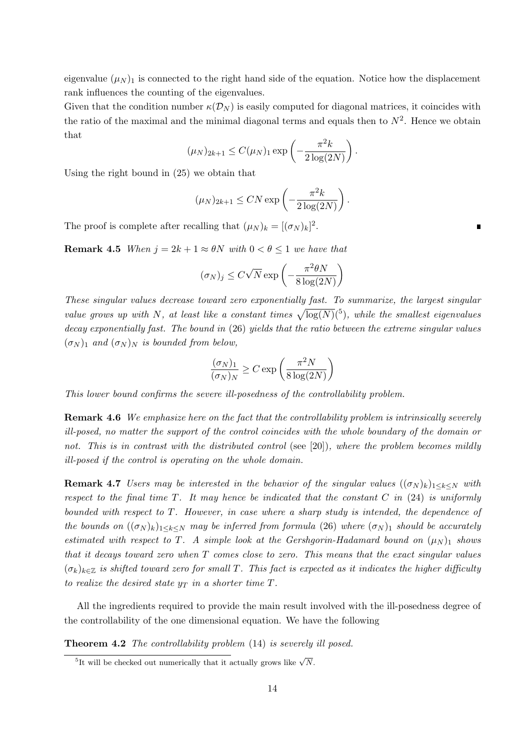eigenvalue $(\mu_N)_1$ is connected to the right hand side of the equation. Notice how the displacement rank influences the counting of the eigenvalues.

Given that the condition number $\kappa(\mathcal{D}_N)$ is easily computed for diagonal matrices, it coincides with the ratio of the maximal and the minimal diagonal terms and equals then to $N^2$. Hence we obtain that

$$(\mu_N)_{2k+1} \leq C(\mu_N)_1 \exp\left(-\frac{\pi^2 k}{2\log(2N)}\right).$$

Using the right bound in (25) we obtain that

$$(\mu_N)_{2k+1} \leq CN \exp\left(-\frac{\pi^2 k}{2\log(2N)}\right).$$

The proof is complete after recalling that $(\mu_N)_k = [(\sigma_N)_k]^2$. ∎

**Remark 4.5** *When $j = 2k+1 \approx \theta N$ with $0 < \theta \leq 1$ we have that*

$$(\sigma_N)_j \leq C\sqrt{N} \exp\left(-\frac{\pi^2 \theta N}{8\log(2N)}\right)$$

*These singular values decrease toward zero exponentially fast. To summarize, the largest singular value grows up with $N$, at least like a constant times $\sqrt{\log(N)}$([5]), while the smallest eigenvalues decay exponentially fast. The bound in* (26) *yields that the ratio between the extreme singular values $(\sigma_N)_1$ and $(\sigma_N)_N$ is bounded from below,*

$$\frac{(\sigma_N)_1}{(\sigma_N)_N} \geq C \exp\left(\frac{\pi^2 N}{8\log(2N)}\right)$$

*This lower bound confirms the severe ill-posedness of the controllability problem.*

**Remark 4.6** *We emphasize here on the fact that the controllability problem is intrinsically severely ill-posed, no matter the support of the control coincides with the whole boundary of the domain or not. This is in contrast with the distributed control* (see [20])*, where the problem becomes mildly ill-posed if the control is operating on the whole domain.*

**Remark 4.7** *Users may be interested in the behavior of the singular values $((\sigma_N)_k)_{1\leq k\leq N}$ with respect to the final time $T$. It may hence be indicated that the constant $C$ in* (24) *is uniformly bounded with respect to $T$. However, in case where a sharp study is intended, the dependence of the bounds on $((\sigma_N)_k)_{1\leq k\leq N}$ may be inferred from formula* (26) *where $(\sigma_N)_1$ should be accurately estimated with respect to $T$. A simple look at the Gershgorin-Hadamard bound on $(\mu_N)_1$ shows that it decays toward zero when $T$ comes close to zero. This means that the exact singular values $(\sigma_k)_{k\in\mathbb{Z}}$ is shifted toward zero for small $T$. This fact is expected as it indicates the higher difficulty to realize the desired state $y_T$ in a shorter time $T$.*

All the ingredients required to provide the main result involved with the ill-posedness degree of the controllability of the one dimensional equation. We have the following

**Theorem 4.2** *The controllability problem* (14) *is severely ill posed.*

[5] It will be checked out numerically that it actually grows like $\sqrt{N}$.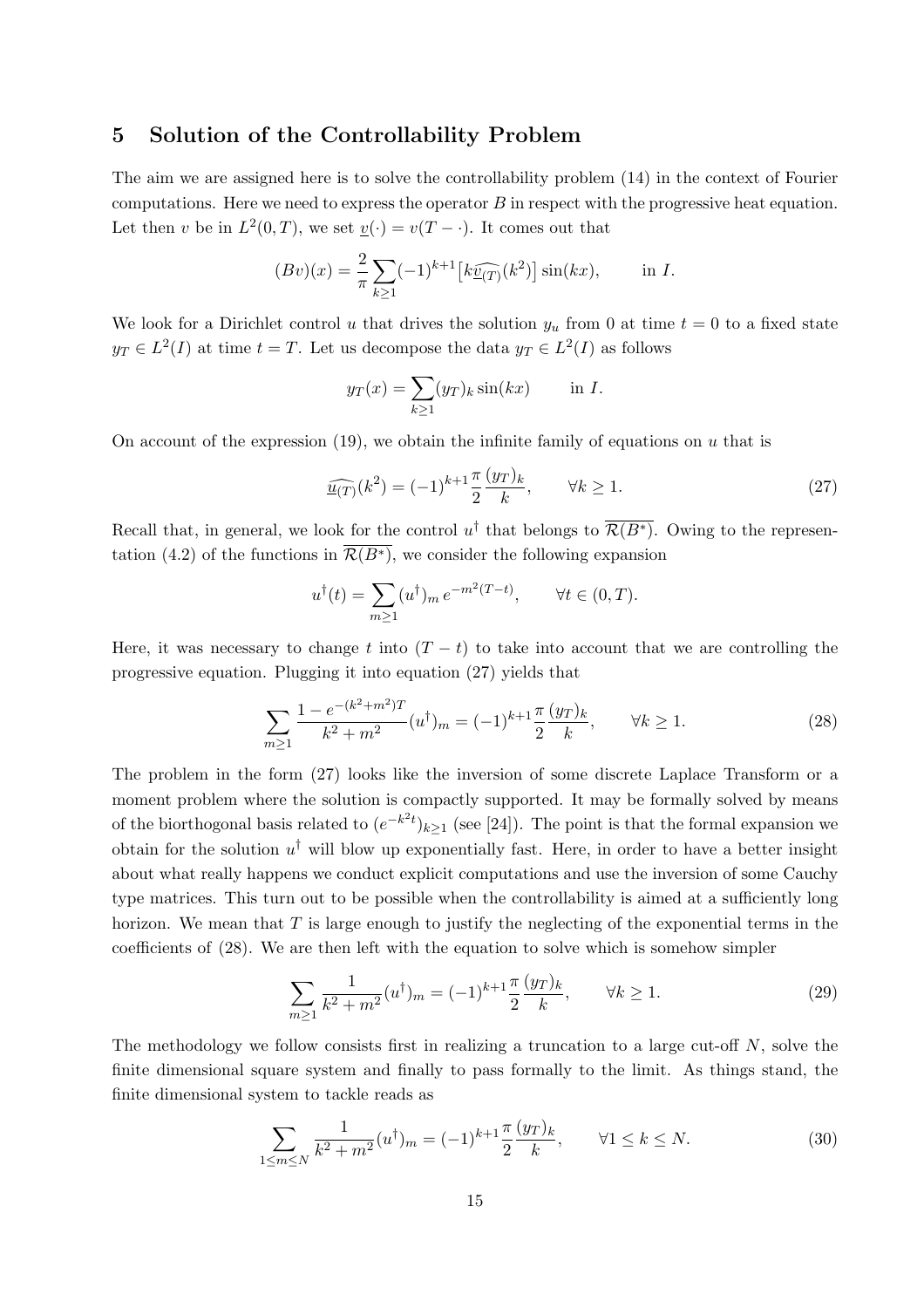## 5 Solution of the Controllability Problem

The aim we are assigned here is to solve the controllability problem (14) in the context of Fourier computations. Here we need to express the operator $B$ in respect with the progressive heat equation. Let then $v$ be in $L^2(0,T)$, we set $\underline{v}(\cdot) = v(T - \cdot)$. It comes out that

$$
(Bv)(x) = \frac{2}{\pi} \sum_{k\geq 1} (-1)^{k+1} \big[ k \widehat{\underline{v}_{(T)}}(k^2) \big] \sin(kx), \qquad \text{in } I.
$$

We look for a Dirichlet control $u$ that drives the solution $y_u$ from $0$ at time $t = 0$ to a fixed state $y_T \in L^2(I)$ at time $t = T$. Let us decompose the data $y_T \in L^2(I)$ as follows

$$
y_T(x) = \sum_{k\geq 1} (y_T)_k \sin(kx) \qquad \text{in } I.
$$

On account of the expression (19), we obtain the infinite family of equations on $u$ that is

$$
\widehat{\underline{u}_{(T)}}(k^2) = (-1)^{k+1} \frac{\pi}{2} \frac{(y_T)_k}{k}, \qquad \forall k \geq 1. \tag{27}
$$

Recall that, in general, we look for the control $u^\dagger$ that belongs to $\overline{\mathcal{R}(B^*)}$. Owing to the representation (4.2) of the functions in $\overline{\mathcal{R}(B^*)}$, we consider the following expansion

$$
u^\dagger(t) = \sum_{m\geq 1} (u^\dagger)_m \, e^{-m^2(T-t)}, \qquad \forall t \in (0,T).
$$

Here, it was necessary to change $t$ into $(T - t)$ to take into account that we are controlling the progressive equation. Plugging it into equation (27) yields that

$$
\sum_{m\geq 1} \frac{1 - e^{-(k^2+m^2)T}}{k^2 + m^2} (u^\dagger)_m = (-1)^{k+1} \frac{\pi}{2} \frac{(y_T)_k}{k}, \qquad \forall k \geq 1. \tag{28}
$$

The problem in the form (27) looks like the inversion of some discrete Laplace Transform or a moment problem where the solution is compactly supported. It may be formally solved by means of the biorthogonal basis related to $(e^{-k^2 t})_{k\geq 1}$ (see [24]). The point is that the formal expansion we obtain for the solution $u^\dagger$ will blow up exponentially fast. Here, in order to have a better insight about what really happens we conduct explicit computations and use the inversion of some Cauchy type matrices. This turn out to be possible when the controllability is aimed at a sufficiently long horizon. We mean that $T$ is large enough to justify the neglecting of the exponential terms in the coefficients of (28). We are then left with the equation to solve which is somehow simpler

$$
\sum_{m\geq 1} \frac{1}{k^2 + m^2} (u^\dagger)_m = (-1)^{k+1} \frac{\pi}{2} \frac{(y_T)_k}{k}, \qquad \forall k \geq 1. \tag{29}
$$

The methodology we follow consists first in realizing a truncation to a large cut-off $N$, solve the finite dimensional square system and finally to pass formally to the limit. As things stand, the finite dimensional system to tackle reads as

$$
\sum_{1\leq m\leq N} \frac{1}{k^2 + m^2} (u^\dagger)_m = (-1)^{k+1} \frac{\pi}{2} \frac{(y_T)_k}{k}, \qquad \forall 1 \leq k \leq N. \tag{30}
$$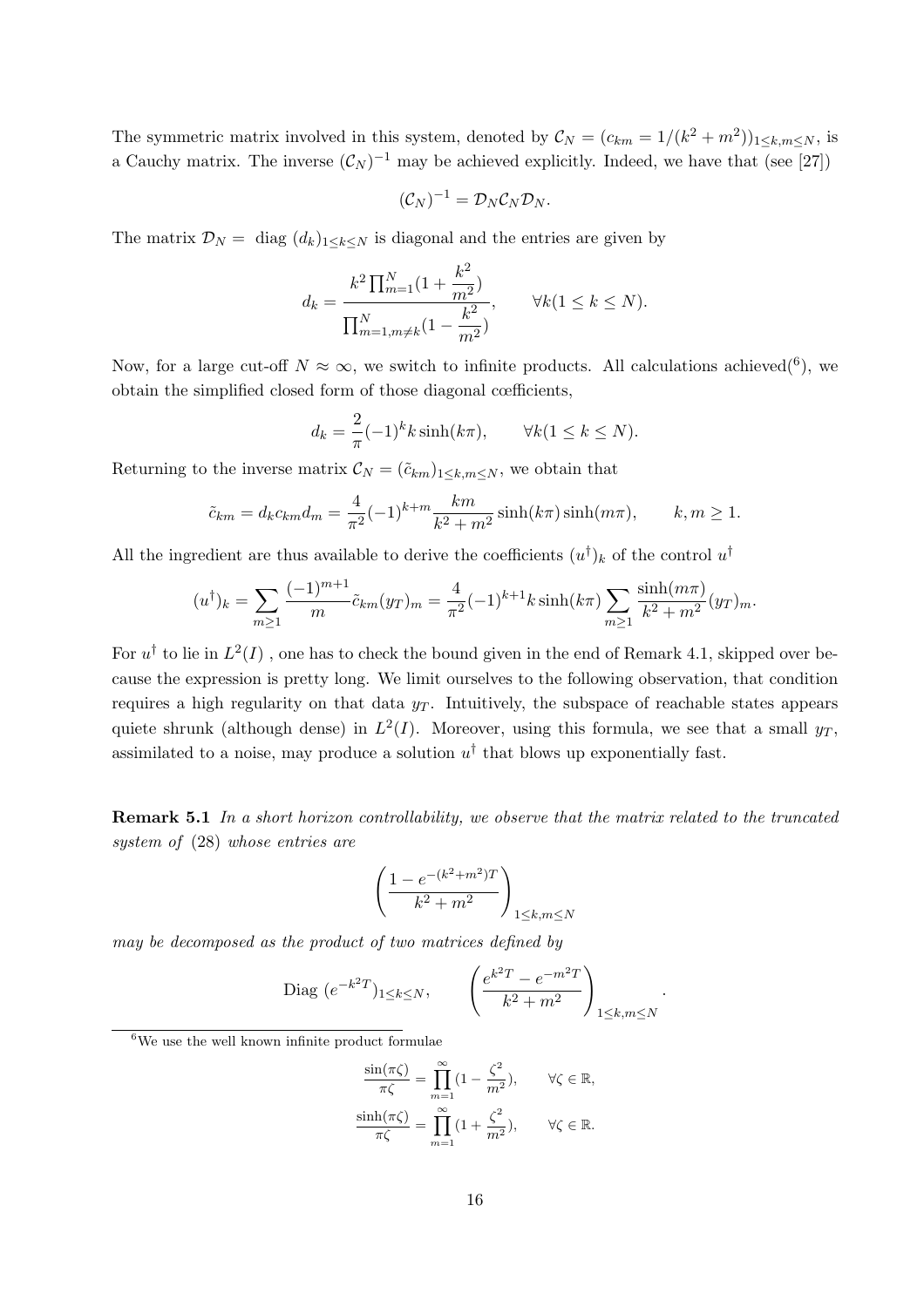The symmetric matrix involved in this system, denoted by $\mathcal{C}_N = (c_{km} = 1/(k^2+m^2))_{1\leq k,m\leq N}$, is a Cauchy matrix. The inverse $(\mathcal{C}_N)^{-1}$ may be achieved explicitly. Indeed, we have that (see [27])

$$(\mathcal{C}_N)^{-1} = \mathcal{D}_N \mathcal{C}_N \mathcal{D}_N.$$

The matrix $\mathcal{D}_N =$ diag $(d_k)_{1\leq k\leq N}$ is diagonal and the entries are given by

$$d_k = \frac{k^2 \prod_{m=1}^{N}(1+\dfrac{k^2}{m^2})}{\prod_{m=1, m\neq k}^{N}(1-\dfrac{k^2}{m^2})}, \qquad \forall k (1\leq k\leq N).$$

Now, for a large cut-off $N \approx \infty$, we switch to infinite products. All calculations achieved([6]), we obtain the simplified closed form of those diagonal cœfficients,

$$d_k = \frac{2}{\pi}(-1)^k k \sinh(k\pi), \qquad \forall k (1\leq k\leq N).$$

Returning to the inverse matrix $\mathcal{C}_N = (\tilde{c}_{km})_{1\leq k,m\leq N}$, we obtain that

$$\tilde{c}_{km} = d_k c_{km} d_m = \frac{4}{\pi^2}(-1)^{k+m}\frac{km}{k^2+m^2}\sinh(k\pi)\sinh(m\pi), \qquad k,m\geq 1.$$

All the ingredient are thus available to derive the coefficients $(u^\dagger)_k$ of the control $u^\dagger$

$$(u^\dagger)_k = \sum_{m\geq 1}\frac{(-1)^{m+1}}{m}\tilde{c}_{km}(y_T)_m = \frac{4}{\pi^2}(-1)^{k+1} k \sinh(k\pi)\sum_{m\geq 1}\frac{\sinh(m\pi)}{k^2+m^2}(y_T)_m.$$

For $u^\dagger$ to lie in $L^2(I)$ , one has to check the bound given in the end of Remark 4.1, skipped over because the expression is pretty long. We limit ourselves to the following observation, that condition requires a high regularity on that data $y_T$. Intuitively, the subspace of reachable states appears quiete shrunk (although dense) in $L^2(I)$. Moreover, using this formula, we see that a small $y_T$, assimilated to a noise, may produce a solution $u^\dagger$ that blows up exponentially fast.

**Remark 5.1** *In a short horizon controllability, we observe that the matrix related to the truncated system of* (28) *whose entries are*

$$\left(\frac{1-e^{-(k^2+m^2)T}}{k^2+m^2}\right)_{1\leq k,m\leq N}$$

*may be decomposed as the product of two matrices defined by*

$$\text{Diag } (e^{-k^2 T})_{1\leq k\leq N}, \qquad \left(\frac{e^{k^2 T}-e^{-m^2 T}}{k^2+m^2}\right)_{1\leq k,m\leq N}.$$

---

[6] We use the well known infinite product formulae

$$\frac{\sin(\pi\zeta)}{\pi\zeta} = \prod_{m=1}^{\infty}(1-\frac{\zeta^2}{m^2}), \qquad \forall \zeta\in\mathbb{R},$$
$$\frac{\sinh(\pi\zeta)}{\pi\zeta} = \prod_{m=1}^{\infty}(1+\frac{\zeta^2}{m^2}), \qquad \forall \zeta\in\mathbb{R}.$$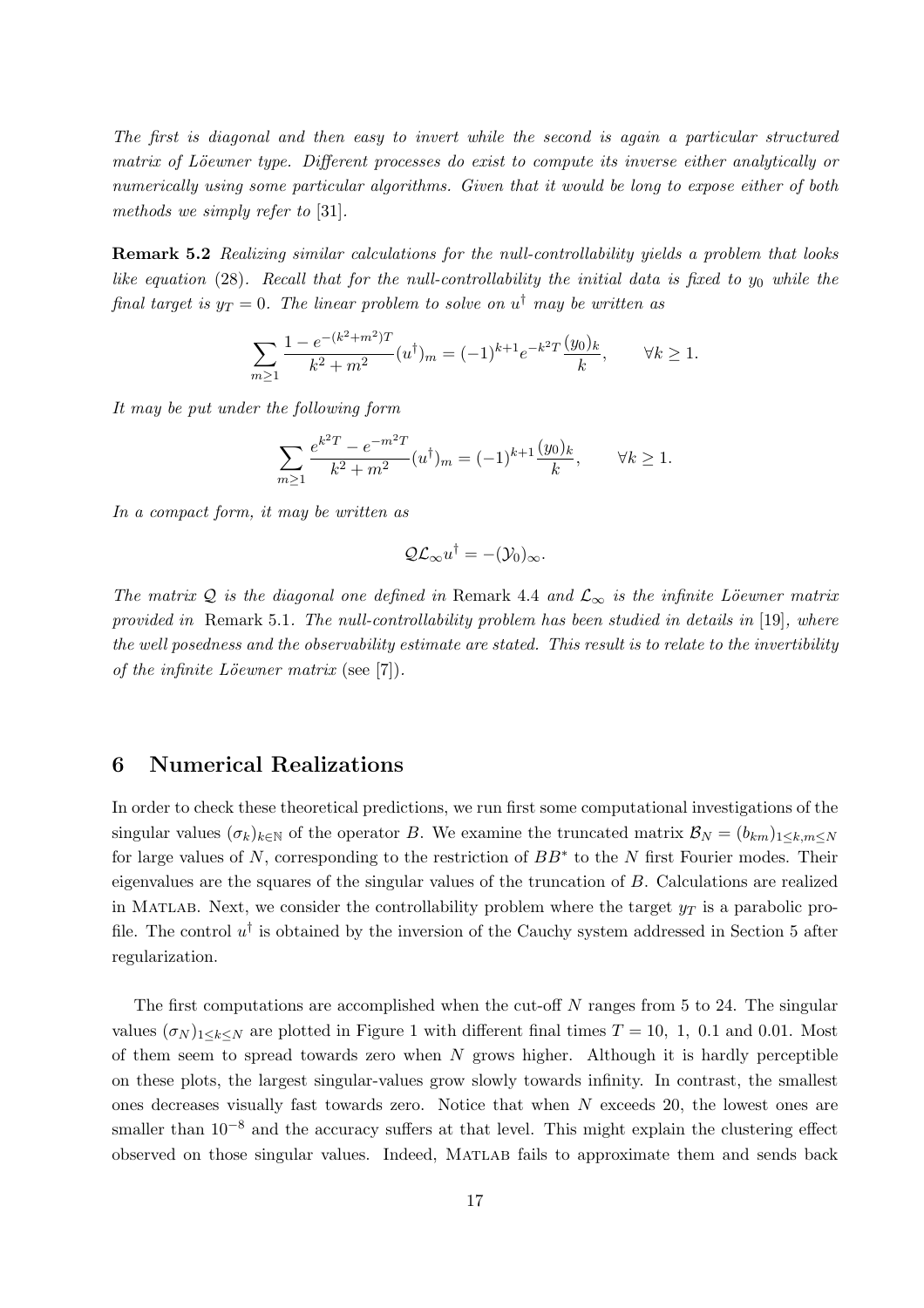*The first is diagonal and then easy to invert while the second is again a particular structured matrix of Löewner type. Different processes do exist to compute its inverse either analytically or numerically using some particular algorithms. Given that it would be long to expose either of both methods we simply refer to* [31].

**Remark 5.2** *Realizing similar calculations for the null-controllability yields a problem that looks like equation* (28)*. Recall that for the null-controllability the initial data is fixed to $y_0$ while the final target is $y_T = 0$. The linear problem to solve on $u^\dagger$ may be written as*

$$\sum_{m \geq 1} \frac{1 - e^{-(k^2+m^2)T}}{k^2 + m^2} (u^\dagger)_m = (-1)^{k+1} e^{-k^2 T} \frac{(y_0)_k}{k}, \qquad \forall k \geq 1.$$

*It may be put under the following form*

$$\sum_{m \geq 1} \frac{e^{k^2 T} - e^{-m^2 T}}{k^2 + m^2} (u^\dagger)_m = (-1)^{k+1} \frac{(y_0)_k}{k}, \qquad \forall k \geq 1.$$

*In a compact form, it may be written as*

$$\mathcal{Q}\mathcal{L}_\infty u^\dagger = -(\mathcal{Y}_0)_\infty.$$

*The matrix $\mathcal{Q}$ is the diagonal one defined in* Remark 4.4 *and $\mathcal{L}_\infty$ is the infinite Löewner matrix provided in* Remark 5.1*. The null-controllability problem has been studied in details in* [19]*, where the well posedness and the observability estimate are stated. This result is to relate to the invertibility of the infinite Löewner matrix* (see [7]).

## 6 Numerical Realizations

In order to check these theoretical predictions, we run first some computational investigations of the singular values $(\sigma_k)_{k \in \mathbb{N}}$ of the operator $B$. We examine the truncated matrix $\mathcal{B}_N = (b_{km})_{1 \leq k,m \leq N}$ for large values of $N$, corresponding to the restriction of $BB^*$ to the $N$ first Fourier modes. Their eigenvalues are the squares of the singular values of the truncation of $B$. Calculations are realized in MATLAB. Next, we consider the controllability problem where the target $y_T$ is a parabolic profile. The control $u^\dagger$ is obtained by the inversion of the Cauchy system addressed in Section 5 after regularization.

The first computations are accomplished when the cut-off $N$ ranges from 5 to 24. The singular values $(\sigma_N)_{1 \leq k \leq N}$ are plotted in Figure 1 with different final times $T = 10,\ 1,\ 0.1$ and $0.01$. Most of them seem to spread towards zero when $N$ grows higher. Although it is hardly perceptible on these plots, the largest singular-values grow slowly towards infinity. In contrast, the smallest ones decreases visually fast towards zero. Notice that when $N$ exceeds 20, the lowest ones are smaller than $10^{-8}$ and the accuracy suffers at that level. This might explain the clustering effect observed on those singular values. Indeed, MATLAB fails to approximate them and sends back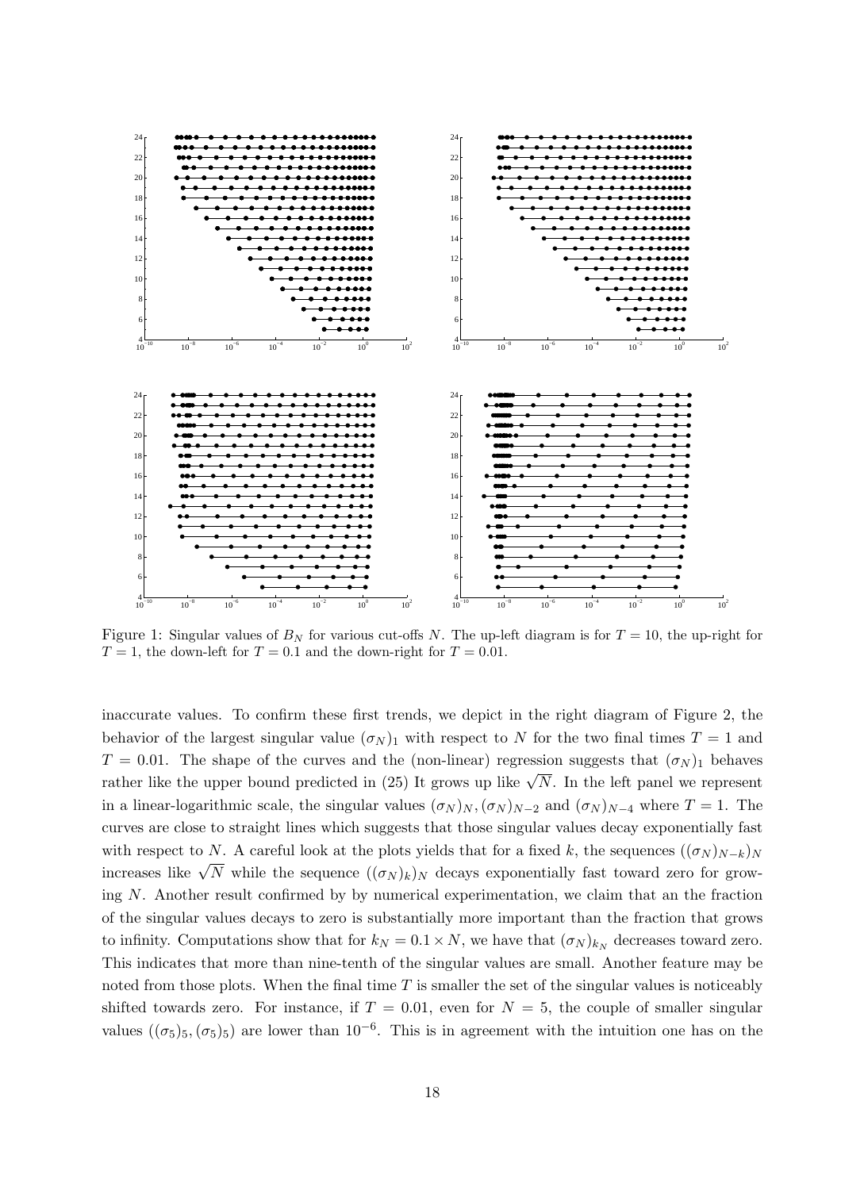Figure 1: Singular values of $B_N$ for various cut-offs $N$. The up-left diagram is for $T = 10$, the up-right for $T = 1$, the down-left for $T = 0.1$ and the down-right for $T = 0.01$.

inaccurate values. To confirm these first trends, we depict in the right diagram of Figure 2, the behavior of the largest singular value $(\sigma_N)_1$ with respect to $N$ for the two final times $T = 1$ and $T = 0.01$. The shape of the curves and the (non-linear) regression suggests that $(\sigma_N)_1$ behaves rather like the upper bound predicted in (25) It grows up like $\sqrt{N}$. In the left panel we represent in a linear-logarithmic scale, the singular values $(\sigma_N)_N, (\sigma_N)_{N-2}$ and $(\sigma_N)_{N-4}$ where $T = 1$. The curves are close to straight lines which suggests that those singular values decay exponentially fast with respect to $N$. A careful look at the plots yields that for a fixed $k$, the sequences $((\sigma_N)_{N-k})_N$ increases like $\sqrt{N}$ while the sequence $((\sigma_N)_k)_N$ decays exponentially fast toward zero for growing $N$. Another result confirmed by by numerical experimentation, we claim that an the fraction of the singular values decays to zero is substantially more important than the fraction that grows to infinity. Computations show that for $k_N = 0.1 \times N$, we have that $(\sigma_N)_{k_N}$ decreases toward zero. This indicates that more than nine-tenth of the singular values are small. Another feature may be noted from those plots. When the final time $T$ is smaller the set of the singular values is noticeably shifted towards zero. For instance, if $T = 0.01$, even for $N = 5$, the couple of smaller singular values $((\sigma_5)_5, (\sigma_5)_5)$ are lower than $10^{-6}$. This is in agreement with the intuition one has on the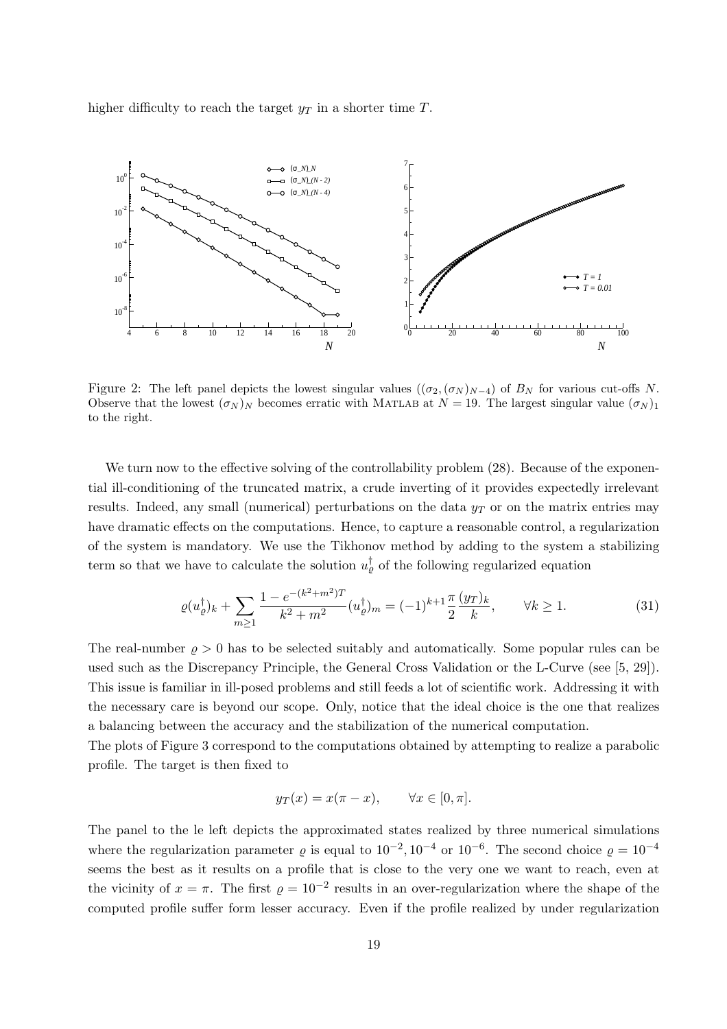higher difficulty to reach the target $y_T$ in a shorter time $T$.

Figure 2: The left panel depicts the lowest singular values $((\sigma_2, (\sigma_N)_{N-4})$ of $B_N$ for various cut-offs $N$. Observe that the lowest $(\sigma_N)_N$ becomes erratic with MATLAB at $N = 19$. The largest singular value $(\sigma_N)_1$ to the right.

We turn now to the effective solving of the controllability problem (28). Because of the exponential ill-conditioning of the truncated matrix, a crude inverting of it provides expectedly irrelevant results. Indeed, any small (numerical) perturbations on the data $y_T$ or on the matrix entries may have dramatic effects on the computations. Hence, to capture a reasonable control, a regularization of the system is mandatory. We use the Tikhonov method by adding to the system a stabilizing term so that we have to calculate the solution $u_\varrho^\dagger$ of the following regularized equation

$$\varrho(u_\varrho^\dagger)_k + \sum_{m\geq 1} \frac{1 - e^{-(k^2+m^2)T}}{k^2 + m^2}(u_\varrho^\dagger)_m = (-1)^{k+1}\frac{\pi}{2}\frac{(y_T)_k}{k}, \qquad \forall k \geq 1. \tag{31}$$

The real-number $\varrho > 0$ has to be selected suitably and automatically. Some popular rules can be used such as the Discrepancy Principle, the General Cross Validation or the L-Curve (see [5, 29]). This issue is familiar in ill-posed problems and still feeds a lot of scientific work. Addressing it with the necessary care is beyond our scope. Only, notice that the ideal choice is the one that realizes a balancing between the accuracy and the stabilization of the numerical computation.
The plots of Figure 3 correspond to the computations obtained by attempting to realize a parabolic profile. The target is then fixed to

$$y_T(x) = x(\pi - x), \qquad \forall x \in [0, \pi].$$

The panel to the le left depicts the approximated states realized by three numerical simulations where the regularization parameter $\varrho$ is equal to $10^{-2}, 10^{-4}$ or $10^{-6}$. The second choice $\varrho = 10^{-4}$ seems the best as it results on a profile that is close to the very one we want to reach, even at the vicinity of $x = \pi$. The first $\varrho = 10^{-2}$ results in an over-regularization where the shape of the computed profile suffer form lesser accuracy. Even if the profile realized by under regularization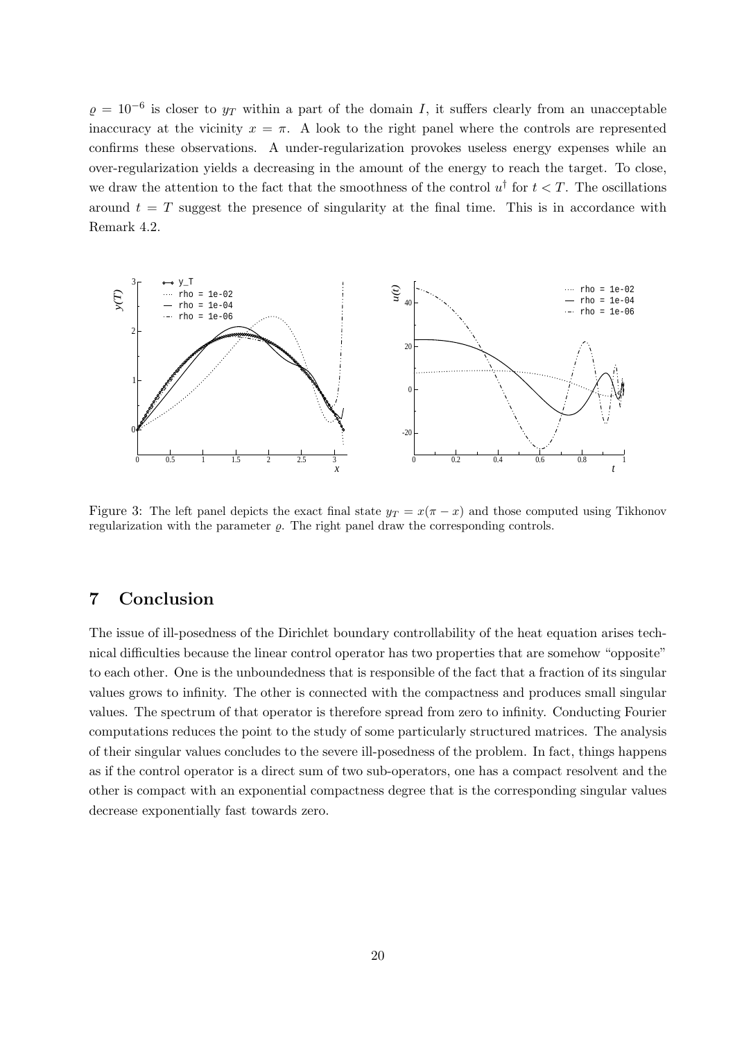$\varrho = 10^{-6}$ is closer to $y_T$ within a part of the domain $I$, it suffers clearly from an unacceptable inaccuracy at the vicinity $x = \pi$. A look to the right panel where the controls are represented confirms these observations. A under-regularization provokes useless energy expenses while an over-regularization yields a decreasing in the amount of the energy to reach the target. To close, we draw the attention to the fact that the smoothness of the control $u^\dagger$ for $t < T$. The oscillations around $t = T$ suggest the presence of singularity at the final time. This is in accordance with Remark 4.2.

Figure 3: The left panel depicts the exact final state $y_T = x(\pi - x)$ and those computed using Tikhonov regularization with the parameter $\varrho$. The right panel draw the corresponding controls.

## 7 Conclusion

The issue of ill-posedness of the Dirichlet boundary controllability of the heat equation arises technical difficulties because the linear control operator has two properties that are somehow "opposite" to each other. One is the unboundedness that is responsible of the fact that a fraction of its singular values grows to infinity. The other is connected with the compactness and produces small singular values. The spectrum of that operator is therefore spread from zero to infinity. Conducting Fourier computations reduces the point to the study of some particularly structured matrices. The analysis of their singular values concludes to the severe ill-posedness of the problem. In fact, things happens as if the control operator is a direct sum of two sub-operators, one has a compact resolvent and the other is compact with an exponential compactness degree that is the corresponding singular values decrease exponentially fast towards zero.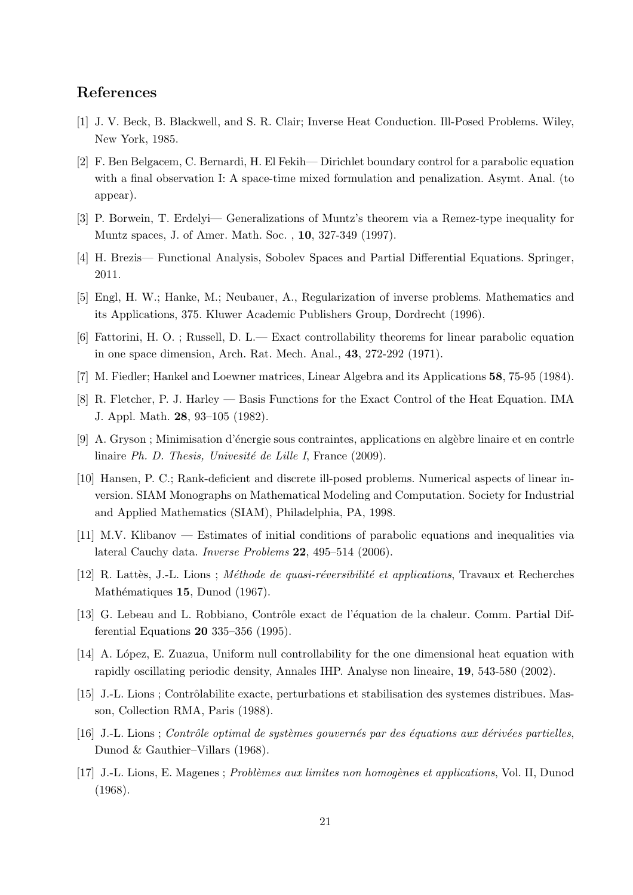## References

[1] J. V. Beck, B. Blackwell, and S. R. Clair; Inverse Heat Conduction. Ill-Posed Problems. Wiley, New York, 1985.

[2] F. Ben Belgacem, C. Bernardi, H. El Fekih— Dirichlet boundary control for a parabolic equation with a final observation I: A space-time mixed formulation and penalization. Asymt. Anal. (to appear).

[3] P. Borwein, T. Erdelyi— Generalizations of Muntz's theorem via a Remez-type inequality for Muntz spaces, J. of Amer. Math. Soc. , **10**, 327-349 (1997).

[4] H. Brezis— Functional Analysis, Sobolev Spaces and Partial Differential Equations. Springer, 2011.

[5] Engl, H. W.; Hanke, M.; Neubauer, A., Regularization of inverse problems. Mathematics and its Applications, 375. Kluwer Academic Publishers Group, Dordrecht (1996).

[6] Fattorini, H. O. ; Russell, D. L.— Exact controllability theorems for linear parabolic equation in one space dimension, Arch. Rat. Mech. Anal., **43**, 272-292 (1971).

[7] M. Fiedler; Hankel and Loewner matrices, Linear Algebra and its Applications **58**, 75-95 (1984).

[8] R. Fletcher, P. J. Harley — Basis Functions for the Exact Control of the Heat Equation. IMA J. Appl. Math. **28**, 93–105 (1982).

[9] A. Gryson ; Minimisation d'énergie sous contraintes, applications en algèbre linaire et en contrle linaire *Ph. D. Thesis, Univesité de Lille I*, France (2009).

[10] Hansen, P. C.; Rank-deficient and discrete ill-posed problems. Numerical aspects of linear inversion. SIAM Monographs on Mathematical Modeling and Computation. Society for Industrial and Applied Mathematics (SIAM), Philadelphia, PA, 1998.

[11] M.V. Klibanov — Estimates of initial conditions of parabolic equations and inequalities via lateral Cauchy data. *Inverse Problems* **22**, 495–514 (2006).

[12] R. Lattès, J.-L. Lions ; *Méthode de quasi-réversibilité et applications*, Travaux et Recherches Mathématiques **15**, Dunod (1967).

[13] G. Lebeau and L. Robbiano, Contrôle exact de l'équation de la chaleur. Comm. Partial Differential Equations **20** 335–356 (1995).

[14] A. López, E. Zuazua, Uniform null controllability for the one dimensional heat equation with rapidly oscillating periodic density, Annales IHP. Analyse non lineaire, **19**, 543-580 (2002).

[15] J.-L. Lions ; Contrôlabilite exacte, perturbations et stabilisation des systemes distribues. Masson, Collection RMA, Paris (1988).

[16] J.-L. Lions ; *Contrôle optimal de systèmes gouvernés par des équations aux dérivées partielles*, Dunod & Gauthier–Villars (1968).

[17] J.-L. Lions, E. Magenes ; *Problèmes aux limites non homogènes et applications*, Vol. II, Dunod (1968).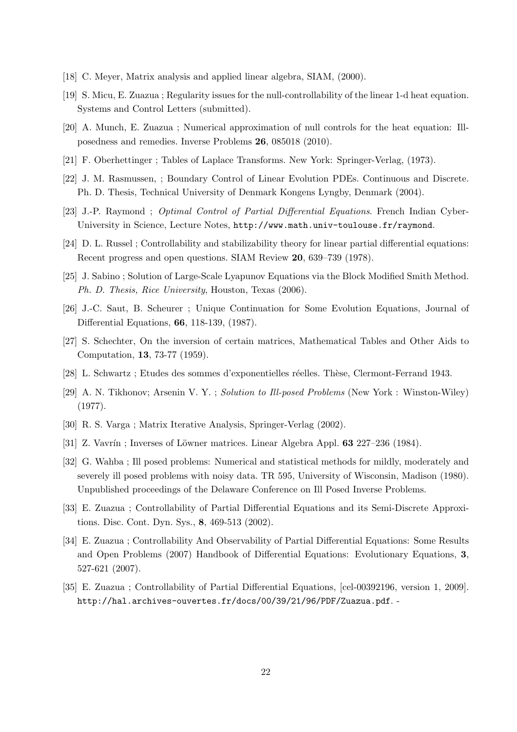[18] C. Meyer, Matrix analysis and applied linear algebra, SIAM, (2000).

[19] S. Micu, E. Zuazua ; Regularity issues for the null-controllability of the linear 1-d heat equation. Systems and Control Letters (submitted).

[20] A. Munch, E. Zuazua ; Numerical approximation of null controls for the heat equation: Ill-posedness and remedies. Inverse Problems **26**, 085018 (2010).

[21] F. Oberhettinger ; Tables of Laplace Transforms. New York: Springer-Verlag, (1973).

[22] J. M. Rasmussen, ; Boundary Control of Linear Evolution PDEs. Continuous and Discrete. Ph. D. Thesis, Technical University of Denmark Kongens Lyngby, Denmark (2004).

[23] J.-P. Raymond ; *Optimal Control of Partial Differential Equations*. French Indian Cyber-University in Science, Lecture Notes, `http://www.math.univ-toulouse.fr/raymond`.

[24] D. L. Russel ; Controllability and stabilizability theory for linear partial differential equations: Recent progress and open questions. SIAM Review **20**, 639–739 (1978).

[25] J. Sabino ; Solution of Large-Scale Lyapunov Equations via the Block Modified Smith Method. *Ph. D. Thesis, Rice University*, Houston, Texas (2006).

[26] J.-C. Saut, B. Scheurer ; Unique Continuation for Some Evolution Equations, Journal of Differential Equations, **66**, 118-139, (1987).

[27] S. Schechter, On the inversion of certain matrices, Mathematical Tables and Other Aids to Computation, **13**, 73-77 (1959).

[28] L. Schwartz ; Etudes des sommes d'exponentielles réelles. Thèse, Clermont-Ferrand 1943.

[29] A. N. Tikhonov; Arsenin V. Y. ; *Solution to Ill-posed Problems* (New York : Winston-Wiley) (1977).

[30] R. S. Varga ; Matrix Iterative Analysis, Springer-Verlag (2002).

[31] Z. Vavrín ; Inverses of Löwner matrices. Linear Algebra Appl. **63** 227–236 (1984).

[32] G. Wahba ; Ill posed problems: Numerical and statistical methods for mildly, moderately and severely ill posed problems with noisy data. TR 595, University of Wisconsin, Madison (1980). Unpublished proceedings of the Delaware Conference on Ill Posed Inverse Problems.

[33] E. Zuazua ; Controllability of Partial Differential Equations and its Semi-Discrete Approxitions. Disc. Cont. Dyn. Sys., **8**, 469-513 (2002).

[34] E. Zuazua ; Controllability And Observability of Partial Differential Equations: Some Results and Open Problems (2007) Handbook of Differential Equations: Evolutionary Equations, **3**, 527-621 (2007).

[35] E. Zuazua ; Controllability of Partial Differential Equations, [cel-00392196, version 1, 2009]. `http://hal.archives-ouvertes.fr/docs/00/39/21/96/PDF/Zuazua.pdf`. -